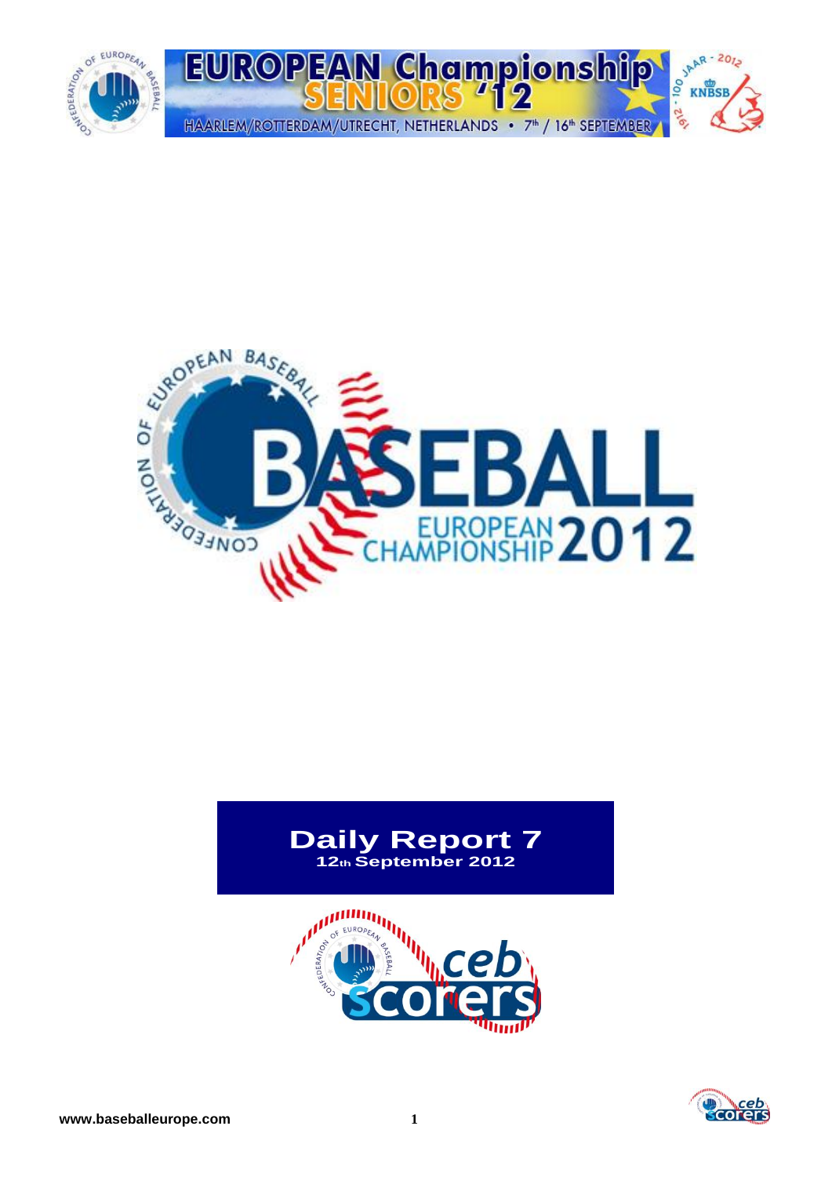# Daily Report 7

**12th September 2012**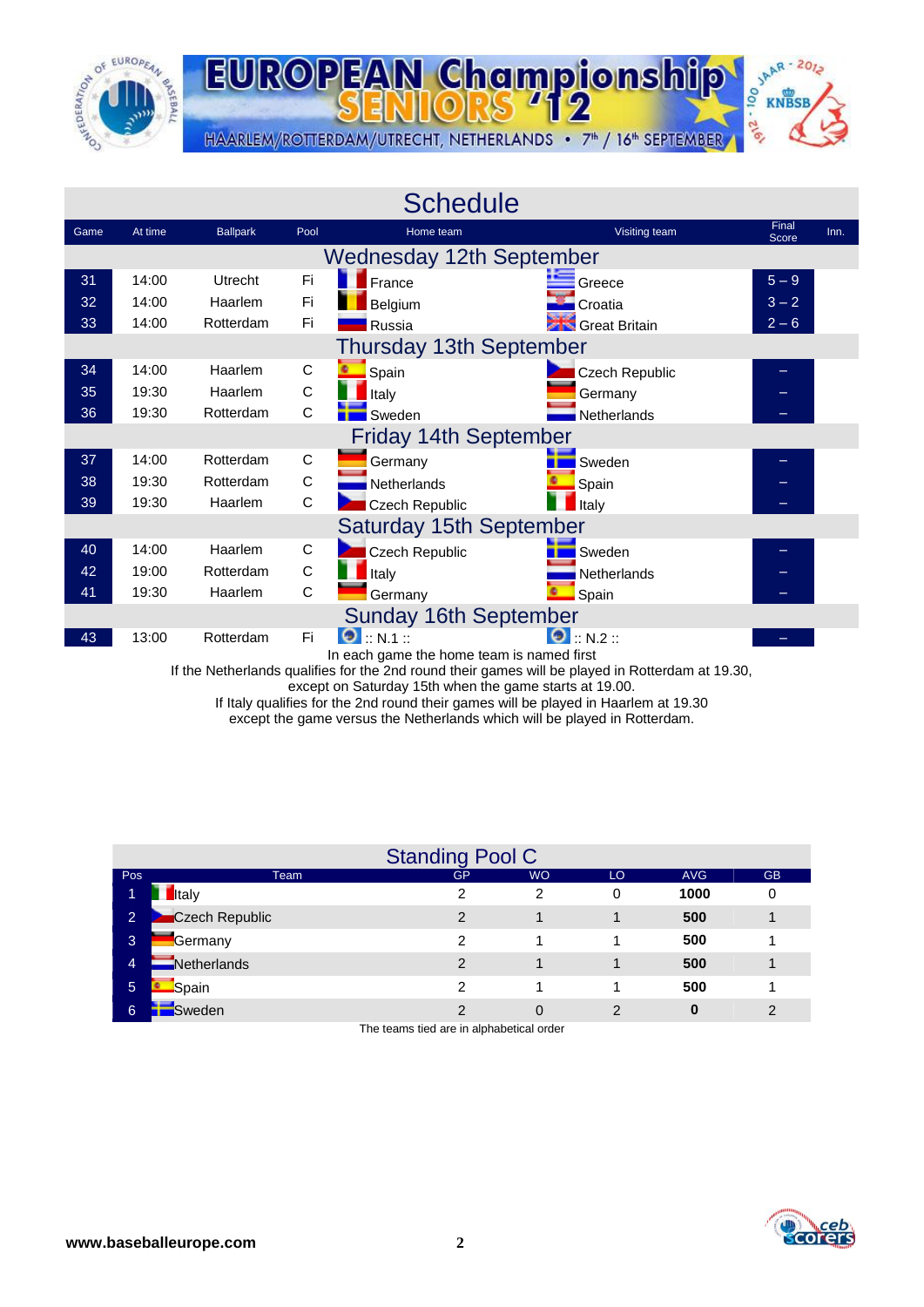# EUROPEAN Championship SENIORS '12

HAARLEM/ROTTERDAM/UTRECHT, NETHERLANDS • 7th / 16th SEPTEMBER

## Schedule

| Game | At time | Ballpark | Pool | Home team | Visiting team | Final Score | Inn. |
|---|---|---|---|---|---|---|---|
| **Wednesday 12th September** | | | | | | | |
| 31 | 14:00 | Utrecht | Fi | France | Greece | 5 – 9 | |
| 32 | 14:00 | Haarlem | Fi | Belgium | Croatia | 3 – 2 | |
| 33 | 14:00 | Rotterdam | Fi | Russia | Great Britain | 2 – 6 | |
| **Thursday 13th September** | | | | | | | |
| 34 | 14:00 | Haarlem | C | Spain | Czech Republic | – | |
| 35 | 19:30 | Haarlem | C | Italy | Germany | – | |
| 36 | 19:30 | Rotterdam | C | Sweden | Netherlands | – | |
| **Friday 14th September** | | | | | | | |
| 37 | 14:00 | Rotterdam | C | Germany | Sweden | – | |
| 38 | 19:30 | Rotterdam | C | Netherlands | Spain | – | |
| 39 | 19:30 | Haarlem | C | Czech Republic | Italy | – | |
| **Saturday 15th September** | | | | | | | |
| 40 | 14:00 | Haarlem | C | Czech Republic | Sweden | – | |
| 42 | 19:00 | Rotterdam | C | Italy | Netherlands | – | |
| 41 | 19:30 | Haarlem | C | Germany | Spain | – | |
| **Sunday 16th September** | | | | | | | |
| 43 | 13:00 | Rotterdam | Fi | :: N.1 :: | :: N.2 :: | – | |

In each game the home team is named first

If the Netherlands qualifies for the 2nd round their games will be played in Rotterdam at 19.30, except on Saturday 15th when the game starts at 19.00.

If Italy qualifies for the 2nd round their games will be played in Haarlem at 19.30 except the game versus the Netherlands which will be played in Rotterdam.

## Standing Pool C

| Pos | Team | GP | WO | LO | AVG | GB |
|---|---|---|---|---|---|---|
| 1 | Italy | 2 | 2 | 0 | **1000** | 0 |
| 2 | Czech Republic | 2 | 1 | 1 | **500** | 1 |
| 3 | Germany | 2 | 1 | 1 | **500** | 1 |
| 4 | Netherlands | 2 | 1 | 1 | **500** | 1 |
| 5 | Spain | 2 | 1 | 1 | **500** | 1 |
| 6 | Sweden | 2 | 0 | 2 | **0** | 2 |

The teams tied are in alphabetical order

**www.baseballeurope.com**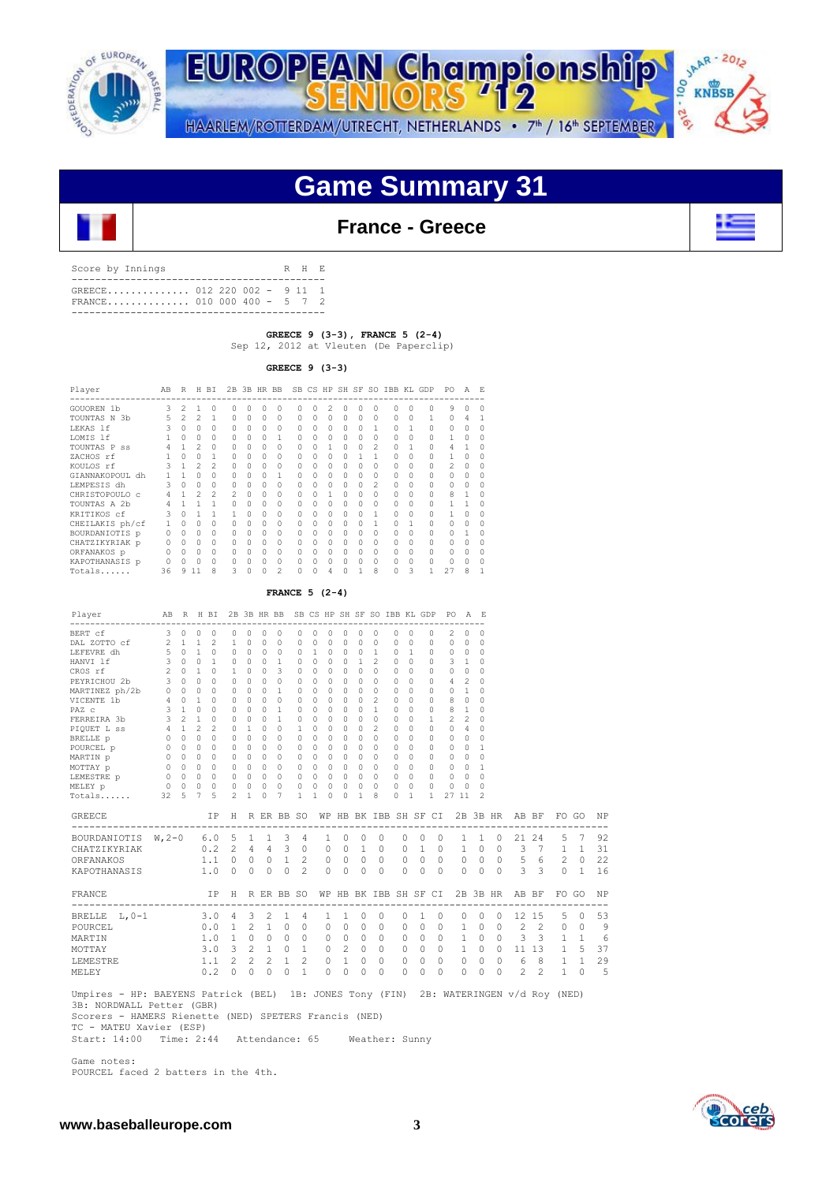# Game Summary 31

## France - Greece

| Score by Innings | | R | H | E |
|---|---|---|---|---|
| GREECE | 012 220 002 | 9 | 11 | 1 |
| FRANCE | 010 000 400 | 5 | 7 | 2 |

**GREECE 9 (3-3), FRANCE 5 (2-4)**
Sep 12, 2012 at Vleuten (De Paperclip)

**GREECE 9 (3-3)**

| Player | AB | R | H | BI | 2B | 3B | HR | BB | SB | CS | HP | SH | SF | SO | IBB | KL | GDP | PO | A | E |
|---|---|---|---|---|---|---|---|---|---|---|---|---|---|---|---|---|---|---|---|---|
| GOUOREN 1b | 3 | 2 | 1 | 0 | 0 | 0 | 0 | 0 | 0 | 0 | 2 | 0 | 0 | 0 | 0 | 0 | 0 | 9 | 0 | 0 |
| TOUNTAS N 3b | 5 | 2 | 2 | 1 | 0 | 0 | 0 | 0 | 0 | 0 | 0 | 0 | 0 | 0 | 0 | 0 | 1 | 0 | 4 | 1 |
| LEKAS 1f | 3 | 0 | 0 | 0 | 0 | 0 | 0 | 0 | 0 | 0 | 0 | 0 | 0 | 1 | 0 | 1 | 0 | 0 | 0 | 0 |
| LOMIS 1f | 1 | 0 | 0 | 0 | 0 | 0 | 0 | 1 | 0 | 0 | 0 | 0 | 0 | 0 | 0 | 0 | 0 | 1 | 0 | 0 |
| TOUNTAS P ss | 4 | 1 | 2 | 0 | 0 | 0 | 0 | 0 | 0 | 0 | 1 | 0 | 0 | 2 | 0 | 1 | 0 | 4 | 1 | 0 |
| ZACHOS rf | 1 | 0 | 0 | 1 | 0 | 0 | 0 | 0 | 0 | 0 | 0 | 0 | 1 | 1 | 0 | 0 | 0 | 1 | 0 | 0 |
| KOULOS rf | 3 | 1 | 2 | 2 | 0 | 0 | 0 | 0 | 0 | 0 | 0 | 0 | 0 | 0 | 0 | 0 | 0 | 2 | 0 | 0 |
| GIANNAKOPOUL dh | 1 | 1 | 0 | 0 | 0 | 0 | 0 | 1 | 0 | 0 | 0 | 0 | 0 | 0 | 0 | 0 | 0 | 0 | 0 | 0 |
| LEMPESIS dh | 3 | 0 | 0 | 0 | 0 | 0 | 0 | 0 | 0 | 0 | 0 | 0 | 0 | 2 | 0 | 0 | 0 | 0 | 0 | 0 |
| CHRISTOPOULO c | 4 | 1 | 2 | 2 | 0 | 0 | 0 | 0 | 0 | 0 | 1 | 0 | 0 | 0 | 0 | 0 | 0 | 8 | 1 | 0 |
| TOUNTAS A 2b | 4 | 1 | 1 | 1 | 0 | 0 | 0 | 0 | 0 | 0 | 0 | 0 | 0 | 0 | 0 | 0 | 0 | 1 | 1 | 0 |
| KRITIKOS cf | 3 | 0 | 1 | 1 | 1 | 0 | 0 | 0 | 0 | 0 | 0 | 0 | 0 | 1 | 0 | 0 | 0 | 1 | 0 | 0 |
| CHEILAKIS ph/cf | 1 | 0 | 0 | 0 | 0 | 0 | 0 | 0 | 0 | 0 | 0 | 0 | 0 | 1 | 0 | 1 | 0 | 0 | 0 | 0 |
| BOURDANIOTIS p | 0 | 0 | 0 | 0 | 0 | 0 | 0 | 0 | 0 | 0 | 0 | 0 | 0 | 0 | 0 | 0 | 0 | 0 | 1 | 0 |
| CHATZIKYRIAK p | 0 | 0 | 0 | 0 | 0 | 0 | 0 | 0 | 0 | 0 | 0 | 0 | 0 | 0 | 0 | 0 | 0 | 0 | 0 | 0 |
| ORFANAKOS p | 0 | 0 | 0 | 0 | 0 | 0 | 0 | 0 | 0 | 0 | 0 | 0 | 0 | 0 | 0 | 0 | 0 | 0 | 0 | 0 |
| KAPOTHANASIS p | 0 | 0 | 0 | 0 | 0 | 0 | 0 | 0 | 0 | 0 | 0 | 0 | 0 | 0 | 0 | 0 | 0 | 0 | 0 | 0 |
| Totals...... | 36 | 9 | 11 | 8 | 3 | 0 | 0 | 2 | 0 | 0 | 4 | 0 | 1 | 8 | 0 | 3 | 1 | 27 | 8 | 1 |

**FRANCE 5 (2-4)**

| Player | AB | R | H | BI | 2B | 3B | HR | BB | SB | CS | HP | SH | SF | SO | IBB | KL | GDP | PO | A | E |
|---|---|---|---|---|---|---|---|---|---|---|---|---|---|---|---|---|---|---|---|---|
| BERT cf | 3 | 0 | 0 | 0 | 0 | 0 | 0 | 0 | 0 | 0 | 0 | 0 | 0 | 0 | 0 | 0 | 0 | 2 | 0 | 0 |
| DAL ZOTTO cf | 2 | 1 | 1 | 2 | 1 | 0 | 0 | 0 | 0 | 0 | 0 | 0 | 0 | 0 | 0 | 0 | 0 | 0 | 0 | 0 |
| LEFEVRE dh | 5 | 0 | 1 | 0 | 0 | 0 | 0 | 0 | 0 | 1 | 0 | 0 | 0 | 1 | 0 | 1 | 0 | 0 | 0 | 0 |
| HANVI 1f | 3 | 0 | 0 | 1 | 0 | 0 | 0 | 1 | 0 | 0 | 0 | 0 | 1 | 2 | 0 | 0 | 0 | 3 | 1 | 0 |
| CROS rf | 2 | 0 | 1 | 0 | 1 | 0 | 0 | 3 | 0 | 0 | 0 | 0 | 0 | 0 | 0 | 0 | 0 | 0 | 0 | 0 |
| PEYRICHOU 2b | 3 | 0 | 0 | 0 | 0 | 0 | 0 | 0 | 0 | 0 | 0 | 0 | 0 | 0 | 0 | 0 | 0 | 4 | 2 | 0 |
| MARTINEZ ph/2b | 0 | 0 | 0 | 0 | 0 | 0 | 0 | 1 | 0 | 0 | 0 | 0 | 0 | 0 | 0 | 0 | 0 | 0 | 1 | 0 |
| VICENTE 1b | 4 | 0 | 1 | 0 | 0 | 0 | 0 | 0 | 0 | 0 | 0 | 0 | 0 | 2 | 0 | 0 | 0 | 8 | 0 | 0 |
| PAZ c | 3 | 1 | 0 | 0 | 0 | 0 | 0 | 1 | 0 | 0 | 0 | 0 | 0 | 1 | 0 | 0 | 0 | 8 | 1 | 0 |
| FERREIRA 3b | 3 | 2 | 1 | 0 | 0 | 0 | 0 | 1 | 0 | 0 | 0 | 0 | 0 | 0 | 0 | 0 | 1 | 2 | 2 | 0 |
| PIQUET L ss | 4 | 1 | 2 | 2 | 0 | 1 | 0 | 0 | 1 | 0 | 0 | 0 | 0 | 2 | 0 | 0 | 0 | 0 | 4 | 0 |
| BRELLE p | 0 | 0 | 0 | 0 | 0 | 0 | 0 | 0 | 0 | 0 | 0 | 0 | 0 | 0 | 0 | 0 | 0 | 0 | 0 | 0 |
| POURCEL p | 0 | 0 | 0 | 0 | 0 | 0 | 0 | 0 | 0 | 0 | 0 | 0 | 0 | 0 | 0 | 0 | 0 | 0 | 0 | 1 |
| MARTIN p | 0 | 0 | 0 | 0 | 0 | 0 | 0 | 0 | 0 | 0 | 0 | 0 | 0 | 0 | 0 | 0 | 0 | 0 | 0 | 0 |
| MOTTAY p | 0 | 0 | 0 | 0 | 0 | 0 | 0 | 0 | 0 | 0 | 0 | 0 | 0 | 0 | 0 | 0 | 0 | 0 | 0 | 1 |
| LEMESTRE p | 0 | 0 | 0 | 0 | 0 | 0 | 0 | 0 | 0 | 0 | 0 | 0 | 0 | 0 | 0 | 0 | 0 | 0 | 0 | 0 |
| MELEY p | 0 | 0 | 0 | 0 | 0 | 0 | 0 | 0 | 0 | 0 | 0 | 0 | 0 | 0 | 0 | 0 | 0 | 0 | 0 | 0 |
| Totals...... | 32 | 5 | 7 | 5 | 2 | 1 | 0 | 7 | 1 | 1 | 0 | 0 | 1 | 8 | 0 | 1 | 1 | 27 | 11 | 2 |

| GREECE | IP | H | R | ER | BB | SO | WP | HB | BK | IBB | SH | SF | CI | 2B | 3B | HR | AB | BF | FO | GO | NP |
|---|---|---|---|---|---|---|---|---|---|---|---|---|---|---|---|---|---|---|---|---|---|
| BOURDANIOTIS W,2-0 | 6.0 | 5 | 1 | 1 | 3 | 4 | 1 | 0 | 0 | 0 | 0 | 0 | 0 | 1 | 1 | 0 | 21 | 24 | 5 | 7 | 92 |
| CHATZIKYRIAK | 0.2 | 2 | 4 | 4 | 3 | 0 | 0 | 0 | 1 | 0 | 0 | 1 | 0 | 1 | 0 | 0 | 3 | 7 | 1 | 1 | 31 |
| ORFANAKOS | 1.1 | 0 | 0 | 0 | 1 | 2 | 0 | 0 | 0 | 0 | 0 | 0 | 0 | 0 | 0 | 0 | 5 | 6 | 2 | 0 | 22 |
| KAPOTHANASIS | 1.0 | 0 | 0 | 0 | 0 | 2 | 0 | 0 | 0 | 0 | 0 | 0 | 0 | 0 | 0 | 0 | 3 | 3 | 0 | 1 | 16 |

| FRANCE | IP | H | R | ER | BB | SO | WP | HB | BK | IBB | SH | SF | CI | 2B | 3B | HR | AB | BF | FO | GO | NP |
|---|---|---|---|---|---|---|---|---|---|---|---|---|---|---|---|---|---|---|---|---|---|
| BRELLE L,0-1 | 3.0 | 4 | 3 | 2 | 1 | 4 | 1 | 1 | 0 | 0 | 0 | 1 | 0 | 0 | 0 | 0 | 12 | 15 | 5 | 0 | 53 |
| POURCEL | 0.0 | 1 | 2 | 1 | 0 | 0 | 0 | 0 | 0 | 0 | 0 | 0 | 0 | 1 | 0 | 0 | 2 | 2 | 0 | 0 | 9 |
| MARTIN | 1.0 | 1 | 0 | 0 | 0 | 0 | 0 | 0 | 0 | 0 | 0 | 0 | 0 | 1 | 0 | 0 | 3 | 3 | 1 | 1 | 6 |
| MOTTAY | 3.0 | 3 | 2 | 1 | 0 | 1 | 0 | 2 | 0 | 0 | 0 | 0 | 0 | 1 | 0 | 0 | 11 | 13 | 1 | 5 | 37 |
| LEMESTRE | 1.1 | 2 | 2 | 2 | 1 | 2 | 0 | 1 | 0 | 0 | 0 | 0 | 0 | 0 | 0 | 0 | 6 | 8 | 1 | 1 | 29 |
| MELEY | 0.2 | 0 | 0 | 0 | 0 | 1 | 0 | 0 | 0 | 0 | 0 | 0 | 0 | 0 | 0 | 0 | 2 | 2 | 1 | 0 | 5 |

Umpires - HP: BAEYENS Patrick (BEL) 1B: JONES Tony (FIN) 2B: WATERINGEN v/d Roy (NED)
3B: NORDWALL Petter (GBR)
Scorers - HAMERS Rienette (NED) SPETERS Francis (NED)
TC - MATEU Xavier (ESP)
Start: 14:00 Time: 2:44 Attendance: 65 Weather: Sunny

Game notes:
POURCEL faced 2 batters in the 4th.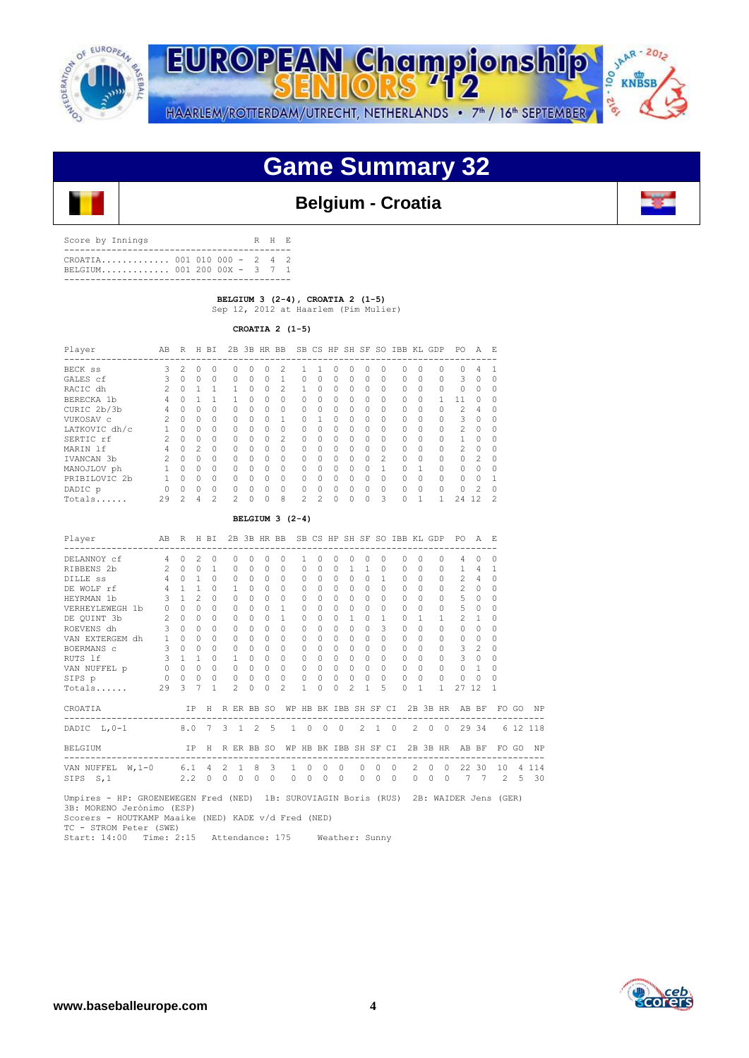EUROPEAN Championship SENIORS '12

HAARLEM/ROTTERDAM/UTRECHT, NETHERLANDS • 7th / 16th SEPTEMBER

# Game Summary 32

## Belgium - Croatia

| Score by Innings | | R | H | E |
|---|---|---|---|---|
| CROATIA | 001 010 000 | 2 | 4 | 2 |
| BELGIUM | 001 200 00X | 3 | 7 | 1 |

**BELGIUM 3 (2-4), CROATIA 2 (1-5)**
Sep 12, 2012 at Haarlem (Pim Mulier)

**CROATIA 2 (1-5)**

| Player | AB | R | H | BI | 2B | 3B | HR | BB | SB | CS | HP | SH | SF | SO | IBB | KL | GDP | PO | A | E |
|---|---|---|---|---|---|---|---|---|---|---|---|---|---|---|---|---|---|---|---|---|
| BECK ss | 3 | 2 | 0 | 0 | 0 | 0 | 0 | 2 | 1 | 1 | 0 | 0 | 0 | 0 | 0 | 0 | 0 | 0 | 4 | 1 |
| GALES cf | 3 | 0 | 0 | 0 | 0 | 0 | 0 | 1 | 0 | 0 | 0 | 0 | 0 | 0 | 0 | 0 | 0 | 3 | 0 | 0 |
| RACIC dh | 2 | 0 | 1 | 1 | 1 | 0 | 0 | 2 | 1 | 0 | 0 | 0 | 0 | 0 | 0 | 0 | 0 | 0 | 0 | 0 |
| BERECKA 1b | 4 | 0 | 1 | 1 | 1 | 0 | 0 | 0 | 0 | 0 | 0 | 0 | 0 | 0 | 0 | 0 | 1 | 11 | 0 | 0 |
| CURIC 2b/3b | 4 | 0 | 0 | 0 | 0 | 0 | 0 | 0 | 0 | 0 | 0 | 0 | 0 | 0 | 0 | 0 | 0 | 2 | 4 | 0 |
| VUKOSAV c | 2 | 0 | 0 | 0 | 0 | 0 | 0 | 1 | 0 | 1 | 0 | 0 | 0 | 0 | 0 | 0 | 0 | 3 | 0 | 0 |
| LATKOVIC dh/c | 1 | 0 | 0 | 0 | 0 | 0 | 0 | 0 | 0 | 0 | 0 | 0 | 0 | 0 | 0 | 0 | 0 | 2 | 0 | 0 |
| SERTIC rf | 2 | 0 | 0 | 0 | 0 | 0 | 0 | 2 | 0 | 0 | 0 | 0 | 0 | 0 | 0 | 0 | 0 | 1 | 0 | 0 |
| MARIN lf | 4 | 0 | 2 | 0 | 0 | 0 | 0 | 0 | 0 | 0 | 0 | 0 | 0 | 0 | 0 | 0 | 0 | 2 | 0 | 0 |
| IVANCAN 3b | 2 | 0 | 0 | 0 | 0 | 0 | 0 | 0 | 0 | 0 | 0 | 0 | 0 | 2 | 0 | 0 | 0 | 0 | 2 | 0 |
| MANOJLOV ph | 1 | 0 | 0 | 0 | 0 | 0 | 0 | 0 | 0 | 0 | 0 | 0 | 0 | 1 | 0 | 1 | 0 | 0 | 0 | 0 |
| PRIBILOVIC 2b | 1 | 0 | 0 | 0 | 0 | 0 | 0 | 0 | 0 | 0 | 0 | 0 | 0 | 0 | 0 | 0 | 0 | 0 | 0 | 1 |
| DADIC p | 0 | 0 | 0 | 0 | 0 | 0 | 0 | 0 | 0 | 0 | 0 | 0 | 0 | 0 | 0 | 0 | 0 | 0 | 2 | 0 |
| Totals...... | 29 | 2 | 4 | 2 | 2 | 0 | 0 | 8 | 2 | 2 | 0 | 0 | 0 | 3 | 0 | 1 | 1 | 24 | 12 | 2 |

**BELGIUM 3 (2-4)**

| Player | AB | R | H | BI | 2B | 3B | HR | BB | SB | CS | HP | SH | SF | SO | IBB | KL | GDP | PO | A | E |
|---|---|---|---|---|---|---|---|---|---|---|---|---|---|---|---|---|---|---|---|---|
| DELANNOY cf | 4 | 0 | 2 | 0 | 0 | 0 | 0 | 0 | 1 | 0 | 0 | 0 | 0 | 0 | 0 | 0 | 0 | 4 | 0 | 0 |
| RIBBENS 2b | 2 | 0 | 0 | 1 | 0 | 0 | 0 | 0 | 0 | 0 | 0 | 1 | 1 | 0 | 0 | 0 | 0 | 1 | 4 | 1 |
| DILLE ss | 4 | 0 | 1 | 0 | 0 | 0 | 0 | 0 | 0 | 0 | 0 | 0 | 0 | 1 | 0 | 0 | 0 | 2 | 4 | 0 |
| DE WOLF rf | 4 | 1 | 1 | 0 | 1 | 0 | 0 | 0 | 0 | 0 | 0 | 0 | 0 | 0 | 0 | 0 | 0 | 2 | 0 | 0 |
| HEYRMAN 1b | 3 | 1 | 2 | 0 | 0 | 0 | 0 | 0 | 0 | 0 | 0 | 0 | 0 | 0 | 0 | 0 | 0 | 5 | 0 | 0 |
| VERHEYLEWEGH 1b | 0 | 0 | 0 | 0 | 0 | 0 | 0 | 1 | 0 | 0 | 0 | 0 | 0 | 0 | 0 | 0 | 0 | 5 | 0 | 0 |
| DE QUINT 3b | 2 | 0 | 0 | 0 | 0 | 0 | 0 | 1 | 0 | 0 | 0 | 1 | 0 | 1 | 0 | 1 | 1 | 2 | 1 | 0 |
| ROEVENS dh | 3 | 0 | 0 | 0 | 0 | 0 | 0 | 0 | 0 | 0 | 0 | 0 | 0 | 3 | 0 | 0 | 0 | 0 | 0 | 0 |
| VAN EXTERGEM dh | 1 | 0 | 0 | 0 | 0 | 0 | 0 | 0 | 0 | 0 | 0 | 0 | 0 | 0 | 0 | 0 | 0 | 0 | 0 | 0 |
| BOERMANS c | 3 | 0 | 0 | 0 | 0 | 0 | 0 | 0 | 0 | 0 | 0 | 0 | 0 | 0 | 0 | 0 | 0 | 3 | 2 | 0 |
| RUTS lf | 3 | 1 | 1 | 0 | 1 | 0 | 0 | 0 | 0 | 0 | 0 | 0 | 0 | 0 | 0 | 0 | 0 | 3 | 0 | 0 |
| VAN NUFFEL p | 0 | 0 | 0 | 0 | 0 | 0 | 0 | 0 | 0 | 0 | 0 | 0 | 0 | 0 | 0 | 0 | 0 | 0 | 1 | 0 |
| SIPS p | 0 | 0 | 0 | 0 | 0 | 0 | 0 | 0 | 0 | 0 | 0 | 0 | 0 | 0 | 0 | 0 | 0 | 0 | 0 | 0 |
| Totals...... | 29 | 3 | 7 | 1 | 2 | 0 | 0 | 2 | 1 | 0 | 0 | 2 | 1 | 5 | 0 | 1 | 1 | 27 | 12 | 1 |

| CROATIA | IP | H | R | ER | BB | SO | WP | HB | BK | IBB | SH | SF | CI | 2B | 3B | HR | AB | BF | FO | GO | NP |
|---|---|---|---|---|---|---|---|---|---|---|---|---|---|---|---|---|---|---|---|---|---|
| DADIC L,0-1 | 8.0 | 7 | 3 | 1 | 2 | 5 | 1 | 0 | 0 | 0 | 2 | 1 | 0 | 2 | 0 | 0 | 29 | 34 | 6 | 12 | 118 |

| BELGIUM | IP | H | R | ER | BB | SO | WP | HB | BK | IBB | SH | SF | CI | 2B | 3B | HR | AB | BF | FO | GO | NP |
|---|---|---|---|---|---|---|---|---|---|---|---|---|---|---|---|---|---|---|---|---|---|
| VAN NUFFEL W,1-0 | 6.1 | 4 | 2 | 1 | 8 | 3 | 1 | 0 | 0 | 0 | 0 | 0 | 0 | 2 | 0 | 0 | 22 | 30 | 10 | 4 | 114 |
| SIPS S,1 | 2.2 | 0 | 0 | 0 | 0 | 0 | 0 | 0 | 0 | 0 | 0 | 0 | 0 | 0 | 0 | 0 | 7 | 7 | 2 | 5 | 30 |

Umpires - HP: GROENEWEGEN Fred (NED) 1B: SUROVIAGIN Boris (RUS) 2B: WAIDER Jens (GER)
3B: MORENO Jerónimo (ESP)
Scorers - HOUTKAMP Maaike (NED) KADE v/d Fred (NED)
TC - STROM Peter (SWE)
Start: 14:00 Time: 2:15 Attendance: 175 Weather: Sunny

www.baseballeurope.com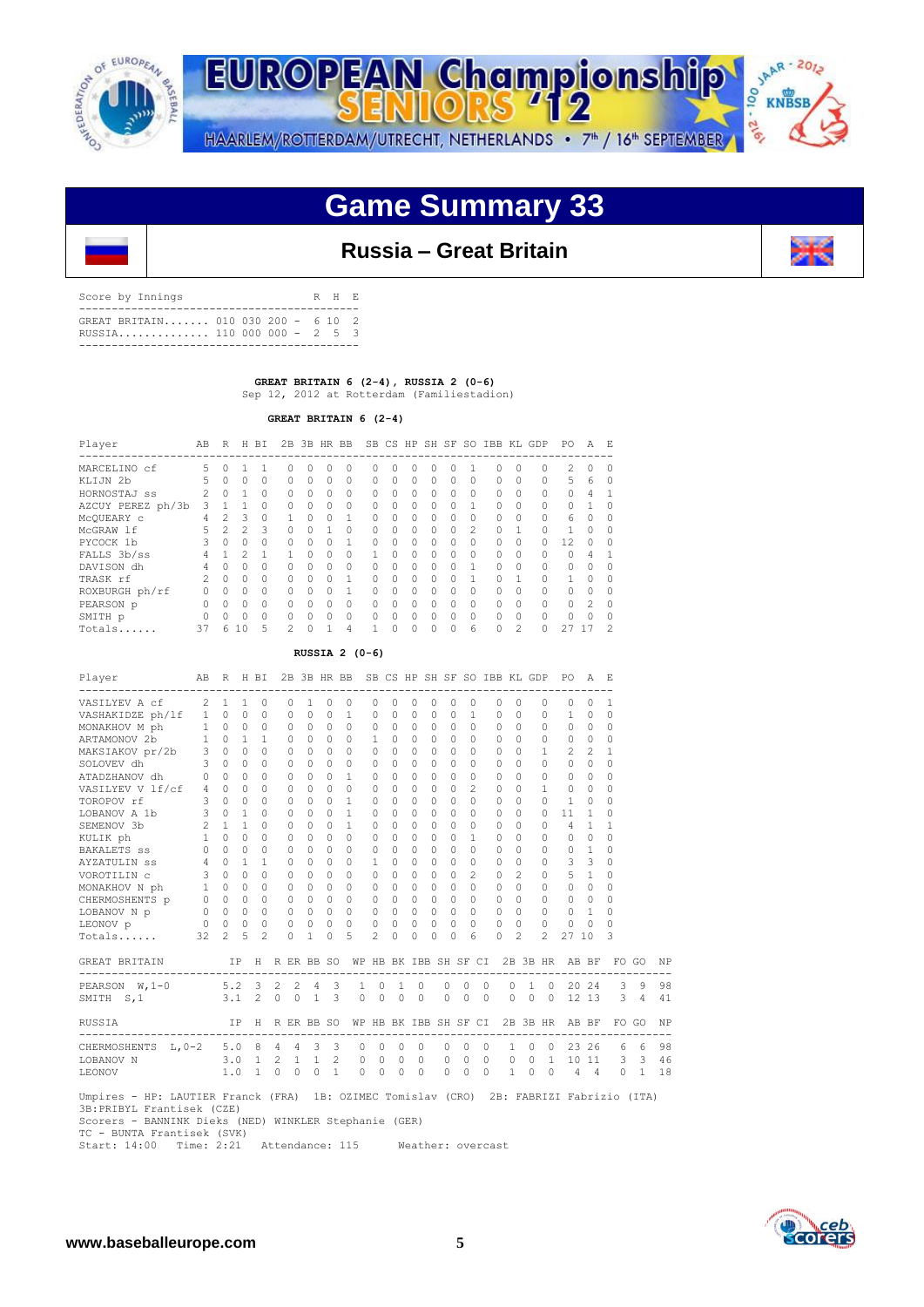# Game Summary 33

## Russia – Great Britain

| Score by Innings | | R | H | E |
|---|---|---|---|---|
| GREAT BRITAIN | 010 030 200 | 6 | 10 | 2 |
| RUSSIA | 110 000 000 | 2 | 5 | 3 |

**GREAT BRITAIN 6 (2-4), RUSSIA 2 (0-6)**
Sep 12, 2012 at Rotterdam (Familiestadion)

**GREAT BRITAIN 6 (2-4)**

| Player | AB | R | H | BI | 2B | 3B | HR | BB | SB | CS | HP | SH | SF | SO | IBB | KL | GDP | PO | A | E |
|---|---|---|---|---|---|---|---|---|---|---|---|---|---|---|---|---|---|---|---|---|
| MARCELINO cf | 5 | 0 | 1 | 1 | 0 | 0 | 0 | 0 | 0 | 0 | 0 | 0 | 0 | 1 | 0 | 0 | 0 | 2 | 0 | 0 |
| KLIJN 2b | 5 | 0 | 0 | 0 | 0 | 0 | 0 | 0 | 0 | 0 | 0 | 0 | 0 | 0 | 0 | 0 | 0 | 5 | 6 | 0 |
| HORNOSTAJ ss | 2 | 0 | 1 | 0 | 0 | 0 | 0 | 0 | 0 | 0 | 0 | 0 | 0 | 0 | 0 | 0 | 0 | 0 | 4 | 1 |
| AZCUY PEREZ ph/3b | 3 | 1 | 1 | 0 | 0 | 0 | 0 | 0 | 0 | 0 | 0 | 0 | 0 | 1 | 0 | 0 | 0 | 0 | 1 | 0 |
| McQUEARY c | 4 | 2 | 3 | 0 | 1 | 0 | 0 | 1 | 0 | 0 | 0 | 0 | 0 | 0 | 0 | 0 | 0 | 6 | 0 | 0 |
| McGRAW lf | 5 | 2 | 2 | 3 | 0 | 0 | 1 | 0 | 0 | 0 | 0 | 0 | 0 | 2 | 0 | 1 | 0 | 1 | 0 | 0 |
| PYCOCK 1b | 3 | 0 | 0 | 0 | 0 | 0 | 0 | 1 | 0 | 0 | 0 | 0 | 0 | 0 | 0 | 0 | 0 | 12 | 0 | 0 |
| FALLS 3b/ss | 4 | 1 | 2 | 1 | 1 | 0 | 0 | 0 | 1 | 0 | 0 | 0 | 0 | 0 | 0 | 0 | 0 | 0 | 4 | 1 |
| DAVISON dh | 4 | 0 | 0 | 0 | 0 | 0 | 0 | 0 | 0 | 0 | 0 | 0 | 0 | 1 | 0 | 0 | 0 | 0 | 0 | 0 |
| TRASK rf | 2 | 0 | 0 | 0 | 0 | 0 | 0 | 1 | 0 | 0 | 0 | 0 | 0 | 1 | 0 | 1 | 0 | 1 | 0 | 0 |
| ROXBURGH ph/rf | 0 | 0 | 0 | 0 | 0 | 0 | 0 | 1 | 0 | 0 | 0 | 0 | 0 | 0 | 0 | 0 | 0 | 0 | 0 | 0 |
| PEARSON p | 0 | 0 | 0 | 0 | 0 | 0 | 0 | 0 | 0 | 0 | 0 | 0 | 0 | 0 | 0 | 0 | 0 | 0 | 2 | 0 |
| SMITH p | 0 | 0 | 0 | 0 | 0 | 0 | 0 | 0 | 0 | 0 | 0 | 0 | 0 | 0 | 0 | 0 | 0 | 0 | 0 | 0 |
| Totals...... | 37 | 6 | 10 | 5 | 2 | 0 | 1 | 4 | 1 | 0 | 0 | 0 | 0 | 6 | 0 | 2 | 0 | 27 | 17 | 2 |

**RUSSIA 2 (0-6)**

| Player | AB | R | H | BI | 2B | 3B | HR | BB | SB | CS | HP | SH | SF | SO | IBB | KL | GDP | PO | A | E |
|---|---|---|---|---|---|---|---|---|---|---|---|---|---|---|---|---|---|---|---|---|
| VASILYEV A cf | 2 | 1 | 1 | 0 | 0 | 1 | 0 | 0 | 0 | 0 | 0 | 0 | 0 | 0 | 0 | 0 | 0 | 0 | 0 | 1 |
| VASHAKIDZE ph/lf | 1 | 0 | 0 | 0 | 0 | 0 | 0 | 1 | 0 | 0 | 0 | 0 | 0 | 1 | 0 | 0 | 0 | 1 | 0 | 0 |
| MONAKHOV M ph | 1 | 0 | 0 | 0 | 0 | 0 | 0 | 0 | 0 | 0 | 0 | 0 | 0 | 0 | 0 | 0 | 0 | 0 | 0 | 0 |
| ARTAMONOV 2b | 1 | 0 | 1 | 1 | 0 | 0 | 0 | 0 | 1 | 0 | 0 | 0 | 0 | 0 | 0 | 0 | 0 | 0 | 0 | 0 |
| MAKSIAKOV pr/2b | 3 | 0 | 0 | 0 | 0 | 0 | 0 | 0 | 0 | 0 | 0 | 0 | 0 | 0 | 0 | 0 | 1 | 2 | 2 | 1 |
| SOLOVEV dh | 3 | 0 | 0 | 0 | 0 | 0 | 0 | 0 | 0 | 0 | 0 | 0 | 0 | 0 | 0 | 0 | 0 | 0 | 0 | 0 |
| ATADZHANOV dh | 0 | 0 | 0 | 0 | 0 | 0 | 0 | 1 | 0 | 0 | 0 | 0 | 0 | 0 | 0 | 0 | 0 | 0 | 0 | 0 |
| VASILYEV V lf/cf | 4 | 0 | 0 | 0 | 0 | 0 | 0 | 0 | 0 | 0 | 0 | 0 | 0 | 2 | 0 | 0 | 1 | 0 | 0 | 0 |
| TOROPOV rf | 3 | 0 | 0 | 0 | 0 | 0 | 0 | 1 | 0 | 0 | 0 | 0 | 0 | 0 | 0 | 0 | 0 | 1 | 0 | 0 |
| LOBANOV A 1b | 3 | 0 | 1 | 0 | 0 | 0 | 0 | 1 | 0 | 0 | 0 | 0 | 0 | 0 | 0 | 0 | 0 | 11 | 1 | 0 |
| SEMENOV 3b | 2 | 1 | 1 | 0 | 0 | 0 | 0 | 1 | 0 | 0 | 0 | 0 | 0 | 0 | 0 | 0 | 0 | 4 | 1 | 1 |
| KULIK ph | 1 | 0 | 0 | 0 | 0 | 0 | 0 | 0 | 0 | 0 | 0 | 0 | 0 | 1 | 0 | 0 | 0 | 0 | 0 | 0 |
| BAKALETS ss | 0 | 0 | 0 | 0 | 0 | 0 | 0 | 0 | 0 | 0 | 0 | 0 | 0 | 0 | 0 | 0 | 0 | 0 | 1 | 0 |
| AYZATULIN ss | 4 | 0 | 1 | 1 | 0 | 0 | 0 | 0 | 1 | 0 | 0 | 0 | 0 | 0 | 0 | 0 | 0 | 3 | 3 | 0 |
| VOROTILIN c | 3 | 0 | 0 | 0 | 0 | 0 | 0 | 0 | 0 | 0 | 0 | 0 | 0 | 2 | 0 | 2 | 0 | 5 | 1 | 0 |
| MONAKHOV N ph | 1 | 0 | 0 | 0 | 0 | 0 | 0 | 0 | 0 | 0 | 0 | 0 | 0 | 0 | 0 | 0 | 0 | 0 | 0 | 0 |
| CHERMOSHENTS p | 0 | 0 | 0 | 0 | 0 | 0 | 0 | 0 | 0 | 0 | 0 | 0 | 0 | 0 | 0 | 0 | 0 | 0 | 0 | 0 |
| LOBANOV N p | 0 | 0 | 0 | 0 | 0 | 0 | 0 | 0 | 0 | 0 | 0 | 0 | 0 | 0 | 0 | 0 | 0 | 0 | 1 | 0 |
| LEONOV p | 0 | 0 | 0 | 0 | 0 | 0 | 0 | 0 | 0 | 0 | 0 | 0 | 0 | 0 | 0 | 0 | 0 | 0 | 0 | 0 |
| Totals...... | 32 | 2 | 5 | 2 | 0 | 1 | 0 | 5 | 2 | 0 | 0 | 0 | 0 | 6 | 0 | 2 | 2 | 27 | 10 | 3 |

| GREAT BRITAIN | IP | H | R | ER | BB | SO | WP | HB | BK | IBB | SH | SF | CI | 2B | 3B | HR | AB | BF | FO | GO | NP |
|---|---|---|---|---|---|---|---|---|---|---|---|---|---|---|---|---|---|---|---|---|---|
| PEARSON W,1-0 | 5.2 | 3 | 2 | 2 | 4 | 3 | 1 | 0 | 1 | 0 | 0 | 0 | 0 | 0 | 1 | 0 | 20 | 24 | 3 | 9 | 98 |
| SMITH S,1 | 3.1 | 2 | 0 | 0 | 1 | 3 | 0 | 0 | 0 | 0 | 0 | 0 | 0 | 0 | 0 | 0 | 12 | 13 | 3 | 4 | 41 |

| RUSSIA | IP | H | R | ER | BB | SO | WP | HB | BK | IBB | SH | SF | CI | 2B | 3B | HR | AB | BF | FO | GO | NP |
|---|---|---|---|---|---|---|---|---|---|---|---|---|---|---|---|---|---|---|---|---|---|
| CHERMOSHENTS L,0-2 | 5.0 | 8 | 4 | 4 | 3 | 3 | 0 | 0 | 0 | 0 | 0 | 0 | 0 | 1 | 0 | 0 | 23 | 26 | 6 | 6 | 98 |
| LOBANOV N | 3.0 | 1 | 2 | 1 | 1 | 2 | 0 | 0 | 0 | 0 | 0 | 0 | 0 | 0 | 0 | 1 | 10 | 11 | 3 | 3 | 46 |
| LEONOV | 1.0 | 1 | 0 | 0 | 0 | 1 | 0 | 0 | 0 | 0 | 0 | 0 | 0 | 1 | 0 | 0 | 4 | 4 | 0 | 1 | 18 |

Umpires - HP: LAUTIER Franck (FRA) 1B: OZIMEC Tomislav (CRO) 2B: FABRIZI Fabrizio (ITA) 3B:PRIBYL Frantisek (CZE)
Scorers - BANNINK Dieks (NED) WINKLER Stephanie (GER)
TC - BUNTA Frantisek (SVK)
Start: 14:00 Time: 2:21 Attendance: 115 Weather: overcast

www.baseballeurope.com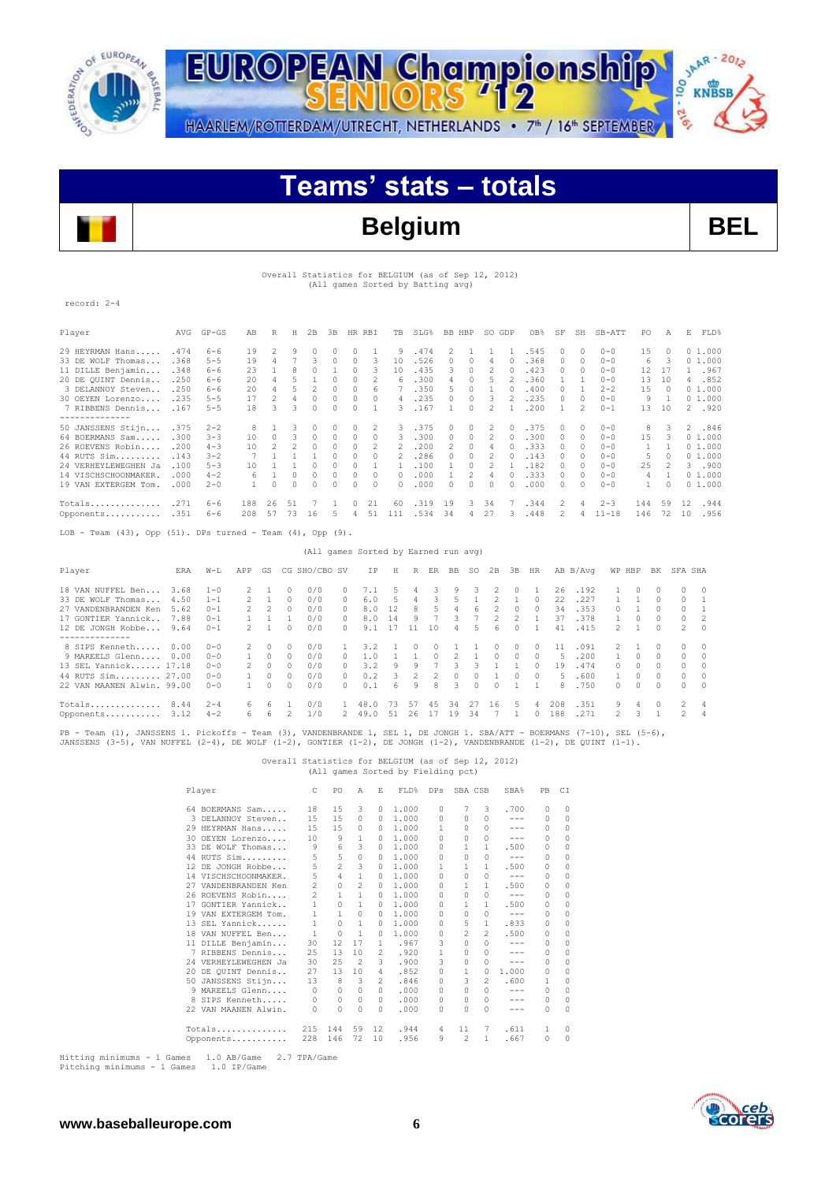# EUROPEAN Championship SENIORS '12

HAARLEM/ROTTERDAM/UTRECHT, NETHERLANDS • 7th / 16th SEPTEMBER

## Teams' stats – totals

## Belgium BEL

Overall Statistics for BELGIUM (as of Sep 12, 2012)
(All games Sorted by Batting avg)

record: 2-4

| Player | AVG | GP-GS | AB | R | H | 2B | 3B | HR | RBI | TB | SLG% | BB | HBP | SO | GDP | OB% | SF | SH | SB-ATT | PO | A | E | FLD% |
|---|---|---|---|---|---|---|---|---|---|---|---|---|---|---|---|---|---|---|---|---|---|---|---|
| 29 HEYRMAN Hans..... | .474 | 6-6 | 19 | 2 | 9 | 0 | 0 | 0 | 1 | 9 | .474 | 2 | 1 | 1 | 1 | .545 | 0 | 0 | 0-0 | 15 | 0 | 0 | 1.000 |
| 33 DE WOLF Thomas... | .368 | 5-5 | 19 | 4 | 7 | 3 | 0 | 0 | 3 | 10 | .526 | 0 | 0 | 4 | 0 | .368 | 0 | 0 | 0-0 | 6 | 3 | 0 | 1.000 |
| 11 DILLE Benjamin... | .348 | 6-6 | 23 | 1 | 8 | 0 | 1 | 0 | 3 | 10 | .435 | 3 | 0 | 2 | 0 | .423 | 0 | 0 | 0-0 | 12 | 17 | 1 | .967 |
| 20 DE QUINT Dennis.. | .250 | 6-6 | 20 | 4 | 5 | 1 | 0 | 0 | 2 | 6 | .300 | 4 | 0 | 5 | 2 | .360 | 1 | 1 | 0-0 | 13 | 10 | 4 | .852 |
| 3 DELANNOY Steven.. | .250 | 6-6 | 20 | 4 | 5 | 2 | 0 | 0 | 6 | 7 | .350 | 5 | 0 | 1 | 0 | .400 | 0 | 1 | 2-2 | 15 | 0 | 0 | 1.000 |
| 30 OEYEN Lorenzo.... | .235 | 5-5 | 17 | 2 | 4 | 0 | 0 | 0 | 0 | 4 | .235 | 0 | 0 | 3 | 2 | .235 | 0 | 0 | 0-0 | 9 | 1 | 0 | 1.000 |
| 7 RIBBENS Dennis... | .167 | 5-5 | 18 | 3 | 3 | 0 | 0 | 0 | 1 | 3 | .167 | 1 | 0 | 2 | 1 | .200 | 1 | 2 | 0-1 | 13 | 10 | 2 | .920 |
| 50 JANSSENS Stijn.... | .375 | 2-2 | 8 | 1 | 3 | 0 | 0 | 0 | 2 | 3 | .375 | 0 | 0 | 2 | 0 | .375 | 0 | 0 | 0-0 | 8 | 3 | 2 | .846 |
| 64 BOERMANS Sam..... | .300 | 3-3 | 10 | 0 | 3 | 0 | 0 | 0 | 0 | 3 | .300 | 0 | 0 | 2 | 0 | .300 | 0 | 0 | 0-0 | 15 | 3 | 0 | 1.000 |
| 26 ROEVENS Robin..... | .200 | 4-3 | 10 | 2 | 2 | 0 | 0 | 0 | 2 | 2 | .200 | 2 | 0 | 4 | 0 | .333 | 0 | 0 | 0-0 | 1 | 1 | 0 | 1.000 |
| 44 RUTS Sim......... | .143 | 3-2 | 7 | 1 | 1 | 1 | 0 | 0 | 0 | 2 | .286 | 0 | 0 | 2 | 0 | .143 | 0 | 0 | 0-0 | 5 | 0 | 0 | 1.000 |
| 24 VERHEYLEWEGHEN Ja | .100 | 5-3 | 10 | 1 | 1 | 0 | 0 | 0 | 1 | 1 | .100 | 1 | 0 | 2 | 1 | .182 | 0 | 0 | 0-0 | 25 | 2 | 3 | .900 |
| 14 VISCHSCHOONMAKER. | .000 | 4-2 | 6 | 1 | 0 | 0 | 0 | 0 | 0 | 0 | .000 | 1 | 2 | 4 | 0 | .333 | 0 | 0 | 0-0 | 4 | 1 | 0 | 1.000 |
| 19 VAN EXTERGEM Tom. | .000 | 2-0 | 1 | 0 | 0 | 0 | 0 | 0 | 0 | 0 | .000 | 0 | 0 | 0 | 0 | .000 | 0 | 0 | 0-0 | 1 | 0 | 0 | 1.000 |
| Totals.............. | .271 | 6-6 | 188 | 26 | 51 | 7 | 1 | 0 | 21 | 60 | .319 | 19 | 3 | 34 | 7 | .344 | 2 | 4 | 2-3 | 144 | 59 | 12 | .944 |
| Opponents........... | .351 | 6-6 | 208 | 57 | 73 | 16 | 5 | 4 | 51 | 111 | .534 | 34 | 4 | 27 | 3 | .448 | 2 | 4 | 11-18 | 146 | 72 | 10 | .956 |

LOB - Team (43), Opp (51). DPs turned - Team (4), Opp (9).

(All games Sorted by Earned run avg)

| Player | ERA | W-L | APP | GS | CG | SHO/CBO | SV | IP | H | R | ER | BB | SO | 2B | 3B | HR | AB | B/Avg | WP | HBP | BK | SFA | SHA |
|---|---|---|---|---|---|---|---|---|---|---|---|---|---|---|---|---|---|---|---|---|---|---|---|
| 18 VAN NUFFEL Ben... | 3.68 | 1-0 | 2 | 1 | 0 | 0/0 | 0 | 7.1 | 5 | 4 | 3 | 9 | 3 | 2 | 0 | 1 | 26 | .192 | 1 | 0 | 0 | 0 | 0 |
| 33 DE WOLF Thomas... | 4.50 | 1-1 | 2 | 1 | 0 | 0/0 | 0 | 6.0 | 5 | 4 | 3 | 5 | 1 | 2 | 1 | 0 | 22 | .227 | 1 | 1 | 0 | 0 | 1 |
| 27 VANDENBRANDEN Ken | 5.62 | 0-1 | 2 | 2 | 0 | 0/0 | 0 | 8.0 | 12 | 8 | 5 | 4 | 6 | 2 | 0 | 0 | 34 | .353 | 0 | 1 | 0 | 0 | 1 |
| 17 GONTIER Yannick.. | 7.88 | 0-1 | 1 | 1 | 1 | 0/0 | 0 | 8.0 | 14 | 9 | 7 | 3 | 7 | 2 | 2 | 1 | 37 | .378 | 1 | 0 | 0 | 0 | 2 |
| 12 DE JONGH Robbe... | 9.64 | 0-1 | 2 | 1 | 0 | 0/0 | 0 | 9.1 | 17 | 11 | 10 | 4 | 5 | 6 | 0 | 1 | 41 | .415 | 2 | 1 | 0 | 2 | 0 |
| 8 SIPS Kenneth..... | 0.00 | 0-0 | 2 | 0 | 0 | 0/0 | 1 | 3.2 | 1 | 0 | 0 | 1 | 1 | 0 | 0 | 0 | 11 | .091 | 2 | 1 | 0 | 0 | 0 |
| 9 MAREELS Glenn..... | 0.00 | 0-0 | 1 | 0 | 0 | 0/0 | 0 | 1.0 | 1 | 1 | 0 | 2 | 1 | 0 | 0 | 0 | 5 | .200 | 1 | 0 | 0 | 0 | 0 |
| 13 SEL Yannick...... | 17.18 | 0-0 | 2 | 0 | 0 | 0/0 | 0 | 3.2 | 9 | 9 | 7 | 3 | 3 | 1 | 1 | 0 | 19 | .474 | 0 | 0 | 0 | 0 | 0 |
| 44 RUTS Sim......... | 27.00 | 0-0 | 1 | 0 | 0 | 0/0 | 0 | 0.2 | 3 | 2 | 2 | 0 | 0 | 1 | 0 | 0 | 5 | .600 | 1 | 0 | 0 | 0 | 0 |
| 22 VAN MAANEN Alwin. | 99.00 | 0-0 | 1 | 0 | 0 | 0/0 | 0 | 0.1 | 6 | 9 | 8 | 3 | 0 | 0 | 1 | 1 | 8 | .750 | 0 | 0 | 0 | 0 | 0 |
| Totals.............. | 8.44 | 2-4 | 6 | 6 | 1 | 0/0 | 1 | 48.0 | 73 | 57 | 45 | 34 | 27 | 16 | 5 | 4 | 208 | .351 | 9 | 4 | 0 | 2 | 4 |
| Opponents........... | 3.12 | 4-2 | 6 | 6 | 2 | 1/0 | 2 | 49.0 | 51 | 26 | 17 | 19 | 34 | 7 | 1 | 0 | 188 | .271 | 2 | 3 | 1 | 2 | 4 |

PB - Team (1), JANSSENS 1. Pickoffs - Team (3), VANDENBRANDE 1, SEL 1, DE JONGH 1. SBA/ATT - BOERMANS (7-10), SEL (5-6), JANSSENS (3-5), VAN NUFFEL (2-4), DE WOLF (1-2), GONTIER (1-2), DE JONGH (1-2), VANDENBRANDE (1-2), DE QUINT (1-1).

Overall Statistics for BELGIUM (as of Sep 12, 2012)
(All games Sorted by Fielding pct)

| Player | C | PO | A | E | FLD% | DPs | SBA | CSB | SBA% | PB | CI |
|---|---|---|---|---|---|---|---|---|---|---|---|
| 64 BOERMANS Sam..... | 18 | 15 | 3 | 0 | 1.000 | 0 | 7 | 3 | .700 | 0 | 0 |
| 3 DELANNOY Steven.. | 15 | 15 | 0 | 0 | 1.000 | 0 | 0 | 0 | --- | 0 | 0 |
| 29 HEYRMAN Hans..... | 15 | 15 | 0 | 0 | 1.000 | 1 | 0 | 0 | --- | 0 | 0 |
| 30 OEYEN Lorenzo.... | 10 | 9 | 1 | 0 | 1.000 | 0 | 0 | 0 | --- | 0 | 0 |
| 33 DE WOLF Thomas... | 9 | 6 | 3 | 0 | 1.000 | 0 | 1 | 1 | .500 | 0 | 0 |
| 44 RUTS Sim......... | 5 | 5 | 0 | 0 | 1.000 | 0 | 0 | 0 | --- | 0 | 0 |
| 12 DE JONGH Robbe... | 5 | 2 | 3 | 0 | 1.000 | 1 | 1 | 1 | .500 | 0 | 0 |
| 14 VISCHSCHOONMAKER. | 5 | 4 | 1 | 0 | 1.000 | 0 | 0 | 0 | --- | 0 | 0 |
| 27 VANDENBRANDEN Ken | 2 | 0 | 2 | 0 | 1.000 | 0 | 1 | 1 | .500 | 0 | 0 |
| 26 ROEVENS Robin.... | 2 | 1 | 1 | 0 | 1.000 | 0 | 0 | 0 | --- | 0 | 0 |
| 17 GONTIER Yannick.. | 1 | 0 | 1 | 0 | 1.000 | 0 | 1 | 1 | .500 | 0 | 0 |
| 19 VAN EXTERGEM Tom. | 1 | 1 | 0 | 0 | 1.000 | 0 | 0 | 0 | --- | 0 | 0 |
| 13 SEL Yannick...... | 1 | 0 | 1 | 0 | 1.000 | 0 | 5 | 1 | .833 | 0 | 0 |
| 18 VAN NUFFEL Ben... | 1 | 0 | 1 | 0 | 1.000 | 0 | 2 | 2 | .500 | 0 | 0 |
| 11 DILLE Benjamin... | 30 | 12 | 17 | 1 | .967 | 3 | 0 | 0 | --- | 0 | 0 |
| 7 RIBBENS Dennis... | 25 | 13 | 10 | 2 | .920 | 1 | 0 | 0 | --- | 0 | 0 |
| 24 VERHEYLEWEGHEN Ja | 30 | 25 | 2 | 3 | .900 | 3 | 0 | 0 | --- | 0 | 0 |
| 20 DE QUINT Dennis.. | 27 | 13 | 10 | 4 | .852 | 0 | 1 | 0 | 1.000 | 0 | 0 |
| 50 JANSSENS Stijn... | 13 | 8 | 3 | 2 | .846 | 0 | 3 | 2 | .600 | 1 | 0 |
| 9 MAREELS Glenn.... | 0 | 0 | 0 | 0 | .000 | 0 | 0 | 0 | --- | 0 | 0 |
| 8 SIPS Kenneth..... | 0 | 0 | 0 | 0 | .000 | 0 | 0 | 0 | --- | 0 | 0 |
| 22 VAN MAANEN Alwin. | 0 | 0 | 0 | 0 | .000 | 0 | 0 | 0 | --- | 0 | 0 |
| Totals.............. | 215 | 144 | 59 | 12 | .944 | 4 | 11 | 7 | .611 | 1 | 0 |
| Opponents........... | 228 | 146 | 72 | 10 | .956 | 9 | 2 | 1 | .667 | 0 | 0 |

Hitting minimums - 1 Games 1.0 AB/Game 2.7 TPA/Game
Pitching minimums - 1 Games 1.0 IP/Game

www.baseballeurope.com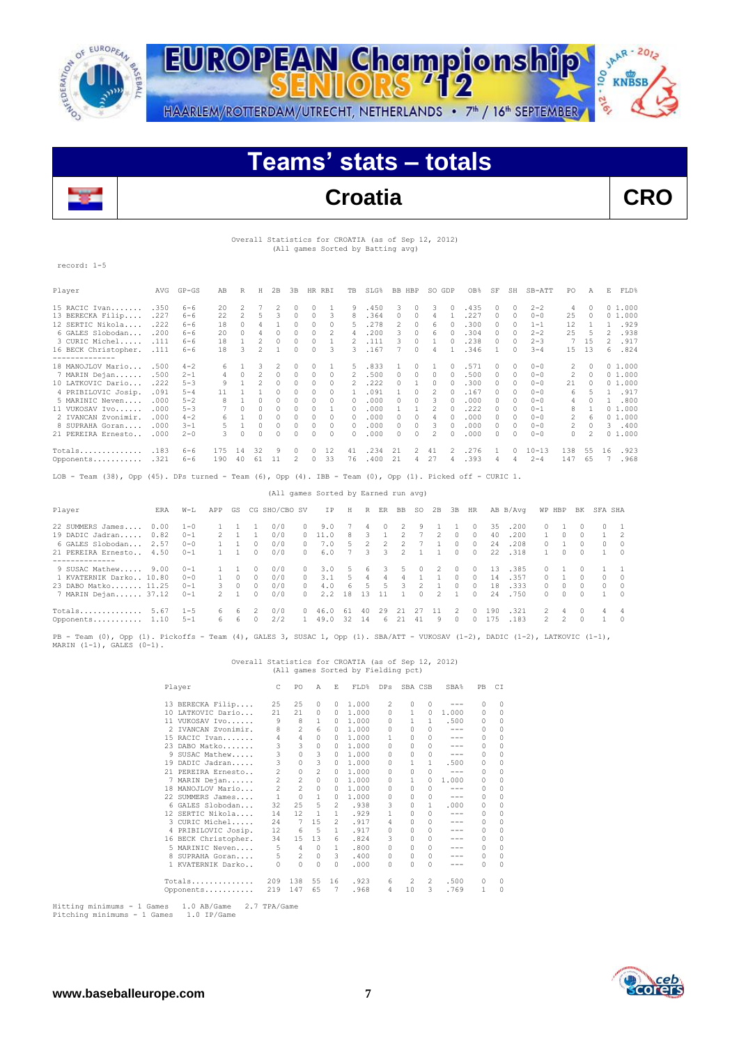# Teams' stats – totals

## Croatia CRO

Overall Statistics for CROATIA (as of Sep 12, 2012)
(All games Sorted by Batting avg)

record: 1-5

| Player | AVG | GP-GS | AB | R | H | 2B | 3B | HR | RBI | TB | SLG% | BB | HBP | SO | GDP | OB% | SF | SH | SB-ATT | PO | A | E | FLD% |
|---|---|---|---|---|---|---|---|---|---|---|---|---|---|---|---|---|---|---|---|---|---|---|---|
| 15 RACIC Ivan....... | .350 | 6-6 | 20 | 2 | 7 | 2 | 0 | 0 | 1 | 9 | .450 | 3 | 0 | 3 | 0 | .435 | 0 | 0 | 2-2 | 4 | 0 | 0 | 1.000 |
| 13 BERECKA Filip.... | .227 | 6-6 | 22 | 2 | 5 | 3 | 0 | 0 | 3 | 8 | .364 | 0 | 0 | 4 | 1 | .227 | 0 | 0 | 0-0 | 25 | 0 | 0 | 1.000 |
| 12 SERTIC Nikola.... | .222 | 6-6 | 18 | 0 | 4 | 1 | 0 | 0 | 0 | 5 | .278 | 2 | 0 | 6 | 0 | .300 | 0 | 0 | 1-1 | 12 | 1 | 1 | .929 |
| 6 GALES Slobodan... | .200 | 6-6 | 20 | 0 | 4 | 0 | 0 | 0 | 2 | 4 | .200 | 3 | 0 | 6 | 0 | .304 | 0 | 0 | 2-2 | 25 | 5 | 2 | .938 |
| 3 CURIC Michel..... | .111 | 6-6 | 18 | 1 | 2 | 0 | 0 | 0 | 1 | 2 | .111 | 3 | 0 | 1 | 0 | .238 | 0 | 0 | 2-3 | 7 | 15 | 2 | .917 |
| 16 BECK Christopher. | .111 | 6-6 | 18 | 3 | 2 | 1 | 0 | 0 | 3 | 3 | .167 | 7 | 0 | 4 | 1 | .346 | 1 | 0 | 3-4 | 15 | 13 | 6 | .824 |
| 18 MANOJLOV Mario... | .500 | 4-2 | 6 | 1 | 3 | 2 | 0 | 0 | 1 | 5 | .833 | 1 | 0 | 1 | 0 | .571 | 0 | 0 | 0-0 | 2 | 0 | 0 | 1.000 |
| 7 MARIN Dejan...... | .500 | 2-1 | 4 | 0 | 2 | 0 | 0 | 0 | 0 | 2 | .500 | 0 | 0 | 0 | 0 | .500 | 0 | 0 | 0-0 | 2 | 0 | 0 | 1.000 |
| 10 LATKOVIC Dario... | .222 | 5-3 | 9 | 1 | 2 | 0 | 0 | 0 | 0 | 2 | .222 | 0 | 1 | 0 | 0 | .300 | 0 | 0 | 0-0 | 21 | 0 | 0 | 1.000 |
| 4 PRIBILOVIC Josip. | .091 | 5-4 | 11 | 1 | 1 | 0 | 0 | 0 | 0 | 1 | .091 | 1 | 0 | 2 | 0 | .167 | 0 | 0 | 0-0 | 6 | 5 | 1 | .917 |
| 5 MARINIC Neven.... | .000 | 5-2 | 8 | 1 | 0 | 0 | 0 | 0 | 0 | 0 | .000 | 0 | 0 | 3 | 0 | .000 | 0 | 0 | 0-0 | 4 | 0 | 1 | .800 |
| 11 VUKOSAV Ivo...... | .000 | 5-3 | 7 | 0 | 0 | 0 | 0 | 0 | 1 | 0 | .000 | 1 | 1 | 2 | 0 | .222 | 0 | 0 | 0-1 | 8 | 1 | 0 | 1.000 |
| 2 IVANCAN Zvonimir. | .000 | 4-2 | 6 | 1 | 0 | 0 | 0 | 0 | 0 | 0 | .000 | 0 | 0 | 4 | 0 | .000 | 0 | 0 | 0-0 | 2 | 6 | 0 | 1.000 |
| 8 SUPRAHA Goran.... | .000 | 3-1 | 5 | 1 | 0 | 0 | 0 | 0 | 0 | 0 | .000 | 0 | 0 | 3 | 0 | .000 | 0 | 0 | 0-0 | 2 | 0 | 3 | .400 |
| 21 PEREIRA Ernesto.. | .000 | 2-0 | 3 | 0 | 0 | 0 | 0 | 0 | 0 | 0 | .000 | 0 | 0 | 2 | 0 | .000 | 0 | 0 | 0-0 | 0 | 2 | 0 | 1.000 |
| Totals.............. | .183 | 6-6 | 175 | 14 | 32 | 9 | 0 | 0 | 12 | 41 | .234 | 21 | 2 | 41 | 2 | .276 | 1 | 0 | 10-13 | 138 | 55 | 16 | .923 |
| Opponents........... | .321 | 6-6 | 190 | 40 | 61 | 11 | 2 | 0 | 33 | 76 | .400 | 21 | 4 | 27 | 4 | .393 | 4 | 4 | 2-4 | 147 | 65 | 7 | .968 |

LOB - Team (38), Opp (45). DPs turned - Team (6), Opp (4). IBB - Team (0), Opp (1). Picked off - CURIC 1.

(All games Sorted by Earned run avg)

| Player | ERA | W-L | APP | GS | CG | SHO/CBO | SV | IP | H | R | ER | BB | SO | 2B | 3B | HR | AB | B/Avg | WP | HBP | BK | SFA | SHA |
|---|---|---|---|---|---|---|---|---|---|---|---|---|---|---|---|---|---|---|---|---|---|---|---|
| 22 SUMMERS James.... | 0.00 | 1-0 | 1 | 1 | 1 | 0/0 | 0 | 9.0 | 7 | 4 | 0 | 2 | 9 | 1 | 1 | 0 | 35 | .200 | 0 | 1 | 0 | 0 | 1 |
| 19 DADIC Jadran...... | 0.82 | 0-1 | 2 | 1 | 1 | 0/0 | 0 | 11.0 | 8 | 3 | 1 | 2 | 7 | 2 | 0 | 0 | 40 | .200 | 1 | 0 | 0 | 1 | 2 |
| 6 GALES Slobodan... | 2.57 | 0-0 | 1 | 1 | 0 | 0/0 | 0 | 7.0 | 5 | 2 | 2 | 2 | 7 | 1 | 0 | 0 | 24 | .208 | 0 | 1 | 0 | 0 | 0 |
| 21 PEREIRA Ernesto.. | 4.50 | 0-1 | 1 | 1 | 0 | 0/0 | 0 | 6.0 | 7 | 3 | 3 | 2 | 1 | 1 | 0 | 0 | 22 | .318 | 1 | 0 | 0 | 1 | 0 |
| 9 SUSAC Mathew..... | 9.00 | 0-1 | 1 | 1 | 0 | 0/0 | 0 | 3.0 | 5 | 6 | 3 | 5 | 0 | 2 | 0 | 0 | 13 | .385 | 0 | 1 | 0 | 1 | 1 |
| 1 KVATERNIK Darko.. | 10.80 | 0-0 | 1 | 0 | 0 | 0/0 | 0 | 3.1 | 5 | 4 | 4 | 4 | 1 | 1 | 0 | 0 | 14 | .357 | 0 | 1 | 0 | 0 | 0 |
| 23 DABO Matko....... | 11.25 | 0-1 | 3 | 0 | 0 | 0/0 | 0 | 4.0 | 6 | 5 | 5 | 3 | 2 | 1 | 0 | 0 | 18 | .333 | 0 | 0 | 0 | 0 | 0 |
| 7 MARIN Dejan...... | 37.12 | 0-1 | 2 | 1 | 0 | 0/0 | 0 | 2.2 | 18 | 13 | 11 | 1 | 0 | 2 | 1 | 0 | 24 | .750 | 0 | 0 | 0 | 1 | 0 |
| Totals.............. | 5.67 | 1-5 | 6 | 6 | 2 | 0/0 | 0 | 46.0 | 61 | 40 | 29 | 21 | 27 | 11 | 2 | 0 | 190 | .321 | 2 | 4 | 0 | 4 | 4 |
| Opponents........... | 1.10 | 5-1 | 6 | 6 | 0 | 2/2 | 1 | 49.0 | 32 | 14 | 6 | 21 | 41 | 9 | 0 | 0 | 175 | .183 | 2 | 2 | 0 | 1 | 0 |

PB - Team (0), Opp (1). Pickoffs - Team (4), GALES 3, SUSAC 1, Opp (1). SBA/ATT - VUKOSAV (1-2), DADIC (1-2), LATKOVIC (1-1), MARIN (1-1), GALES (0-1).

Overall Statistics for CROATIA (as of Sep 12, 2012)
(All games Sorted by Fielding pct)

| Player | C | PO | A | E | FLD% | DPs | SBA | CSB | SBA% | PB | CI |
|---|---|---|---|---|---|---|---|---|---|---|---|
| 13 BERECKA Filip.... | 25 | 25 | 0 | 0 | 1.000 | 2 | 0 | 0 | --- | 0 | 0 |
| 10 LATKOVIC Dario... | 21 | 21 | 0 | 0 | 1.000 | 0 | 1 | 0 | 1.000 | 0 | 0 |
| 11 VUKOSAV Ivo...... | 9 | 8 | 1 | 0 | 1.000 | 0 | 1 | 1 | .500 | 0 | 0 |
| 2 IVANCAN Zvonimir. | 8 | 2 | 6 | 0 | 1.000 | 0 | 0 | 0 | --- | 0 | 0 |
| 15 RACIC Ivan....... | 4 | 4 | 0 | 0 | 1.000 | 1 | 0 | 0 | --- | 0 | 0 |
| 23 DABO Matko....... | 3 | 3 | 0 | 0 | 1.000 | 0 | 0 | 0 | --- | 0 | 0 |
| 9 SUSAC Mathew..... | 3 | 0 | 3 | 0 | 1.000 | 0 | 0 | 0 | --- | 0 | 0 |
| 19 DADIC Jadran...... | 3 | 0 | 3 | 0 | 1.000 | 0 | 1 | 1 | .500 | 0 | 0 |
| 21 PEREIRA Ernesto.. | 2 | 0 | 2 | 0 | 1.000 | 0 | 0 | 0 | --- | 0 | 0 |
| 7 MARIN Dejan...... | 2 | 2 | 0 | 0 | 1.000 | 0 | 1 | 0 | 1.000 | 0 | 0 |
| 18 MANOJLOV Mario... | 2 | 2 | 0 | 0 | 1.000 | 0 | 0 | 0 | --- | 0 | 0 |
| 22 SUMMERS James.... | 1 | 0 | 1 | 0 | 1.000 | 0 | 0 | 0 | --- | 0 | 0 |
| 6 GALES Slobodan... | 32 | 25 | 5 | 2 | .938 | 3 | 0 | 1 | .000 | 0 | 0 |
| 12 SERTIC Nikola.... | 14 | 12 | 1 | 1 | .929 | 1 | 0 | 0 | --- | 0 | 0 |
| 3 CURIC Michel..... | 24 | 7 | 15 | 2 | .917 | 4 | 0 | 0 | --- | 0 | 0 |
| 4 PRIBILOVIC Josip. | 12 | 6 | 5 | 1 | .917 | 0 | 0 | 0 | --- | 0 | 0 |
| 16 BECK Christopher. | 34 | 15 | 13 | 6 | .824 | 3 | 0 | 0 | --- | 0 | 0 |
| 5 MARINIC Neven.... | 5 | 4 | 0 | 1 | .800 | 0 | 0 | 0 | --- | 0 | 0 |
| 8 SUPRAHA Goran.... | 5 | 2 | 0 | 3 | .400 | 0 | 0 | 0 | --- | 0 | 0 |
| 1 KVATERNIK Darko.. | 0 | 0 | 0 | 0 | .000 | 0 | 0 | 0 | --- | 0 | 0 |
| Totals.............. | 209 | 138 | 55 | 16 | .923 | 6 | 2 | 2 | .500 | 0 | 0 |
| Opponents........... | 219 | 147 | 65 | 7 | .968 | 4 | 10 | 3 | .769 | 1 | 0 |

Hitting minimums - 1 Games 1.0 AB/Game 2.7 TPA/Game
Pitching minimums - 1 Games 1.0 IP/Game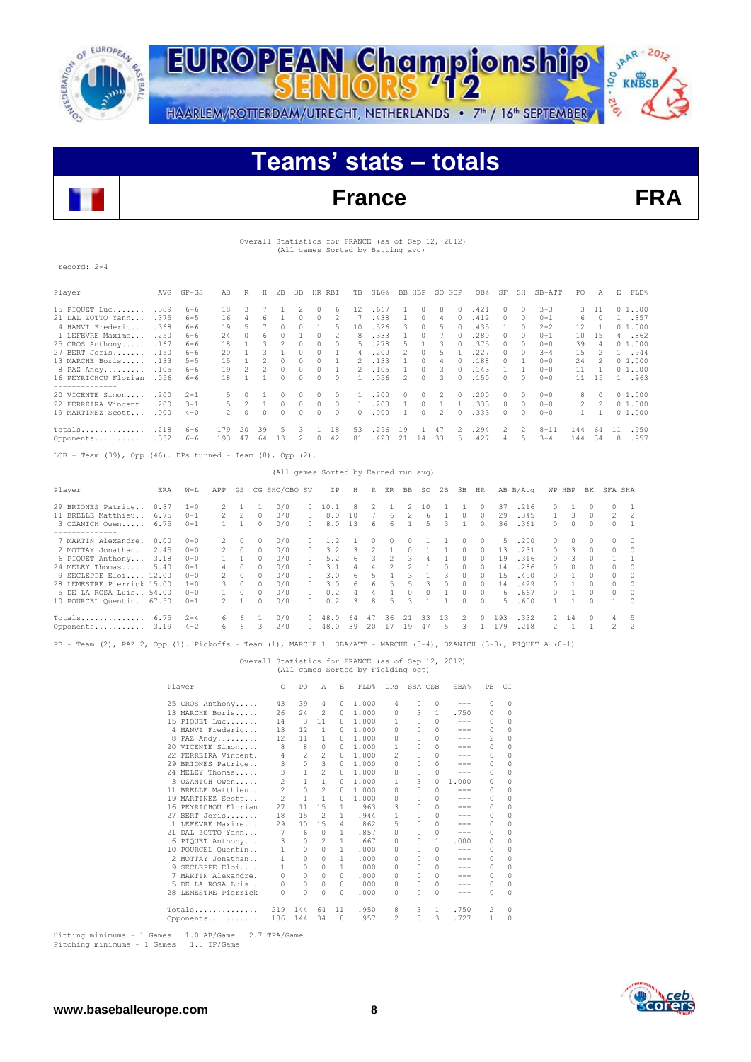# Teams' stats – totals

## France FRA

Overall Statistics for FRANCE (as of Sep 12, 2012)
(All games Sorted by Batting avg)

record: 2-4

| Player | AVG | GP-GS | AB | R | H | 2B | 3B | HR | RBI | TB | SLG% | BB | HBP | SO | GDP | OB% | SF | SH | SB-ATT | PO | A | E | FLD% |
|---|---|---|---|---|---|---|---|---|---|---|---|---|---|---|---|---|---|---|---|---|---|---|---|
| 15 PIQUET Luc....... | .389 | 6-6 | 18 | 3 | 7 | 1 | 2 | 0 | 6 | 12 | .667 | 1 | 0 | 8 | 0 | .421 | 0 | 0 | 3-3 | 3 | 11 | 0 | 1.000 |
| 21 DAL ZOTTO Yann.... | .375 | 6-5 | 16 | 4 | 6 | 1 | 0 | 0 | 2 | 7 | .438 | 1 | 0 | 4 | 0 | .412 | 0 | 0 | 0-1 | 6 | 0 | 1 | .857 |
| 4 HANVI Frederic.... | .368 | 6-6 | 19 | 5 | 7 | 0 | 0 | 1 | 5 | 10 | .526 | 3 | 0 | 5 | 0 | .435 | 1 | 0 | 2-2 | 12 | 1 | 0 | 1.000 |
| 1 LEFEVRE Maxime.... | .250 | 6-6 | 24 | 0 | 6 | 0 | 1 | 0 | 2 | 8 | .333 | 1 | 0 | 7 | 0 | .280 | 0 | 0 | 0-1 | 10 | 15 | 4 | .862 |
| 25 CROS Anthony..... | .167 | 6-6 | 18 | 1 | 3 | 2 | 0 | 0 | 0 | 5 | .278 | 5 | 1 | 3 | 0 | .375 | 0 | 0 | 0-0 | 39 | 4 | 0 | 1.000 |
| 27 BERT Joris....... | .150 | 6-6 | 20 | 1 | 3 | 1 | 0 | 0 | 1 | 4 | .200 | 2 | 0 | 5 | 1 | .227 | 0 | 0 | 3-4 | 15 | 2 | 1 | .944 |
| 13 MARCHE Boris..... | .133 | 5-5 | 15 | 1 | 2 | 0 | 0 | 0 | 1 | 2 | .133 | 1 | 0 | 4 | 0 | .188 | 0 | 1 | 0-0 | 24 | 2 | 0 | 1.000 |
| 8 PAZ Andy......... | .105 | 6-6 | 19 | 2 | 2 | 0 | 0 | 0 | 1 | 2 | .105 | 1 | 0 | 3 | 0 | .143 | 1 | 1 | 0-0 | 11 | 1 | 0 | 1.000 |
| 16 PEYRICHOU Florian | .056 | 6-6 | 18 | 1 | 1 | 0 | 0 | 0 | 0 | 1 | .056 | 2 | 0 | 3 | 0 | .150 | 0 | 0 | 0-0 | 11 | 15 | 1 | .963 |
| 20 VICENTE Simon.... | .200 | 2-1 | 5 | 0 | 1 | 0 | 0 | 0 | 0 | 1 | .200 | 0 | 0 | 2 | 0 | .200 | 0 | 0 | 0-0 | 8 | 0 | 0 | 1.000 |
| 22 FERREIRA Vincent. | .200 | 3-1 | 5 | 2 | 1 | 0 | 0 | 0 | 0 | 1 | .200 | 1 | 0 | 1 | 1 | .333 | 0 | 0 | 0-0 | 2 | 2 | 0 | 1.000 |
| 19 MARTINEZ Scott... | .000 | 4-0 | 2 | 0 | 0 | 0 | 0 | 0 | 0 | 0 | .000 | 1 | 0 | 2 | 0 | .333 | 0 | 0 | 0-0 | 1 | 1 | 0 | 1.000 |
| Totals.............. | .218 | 6-6 | 179 | 20 | 39 | 5 | 3 | 1 | 18 | 53 | .296 | 19 | 1 | 47 | 2 | .294 | 2 | 2 | 8-11 | 144 | 64 | 11 | .950 |
| Opponents........... | .332 | 6-6 | 193 | 47 | 64 | 13 | 2 | 0 | 42 | 81 | .420 | 21 | 14 | 33 | 5 | .427 | 4 | 5 | 3-4 | 144 | 34 | 8 | .957 |

LOB - Team (39), Opp (46). DPs turned - Team (8), Opp (2).

(All games Sorted by Earned run avg)

| Player | ERA | W-L | APP | GS | CG | SHO/CBO | SV | IP | H | R | ER | BB | SO | 2B | 3B | HR | AB | B/Avg | WP | HBP | BK | SFA | SHA |
|---|---|---|---|---|---|---|---|---|---|---|---|---|---|---|---|---|---|---|---|---|---|---|---|
| 29 BRIONES Patrice.. | 0.87 | 1-0 | 2 | 1 | 1 | 0/0 | 0 | 10.1 | 8 | 2 | 1 | 2 | 10 | 1 | 1 | 0 | 37 | .216 | 0 | 1 | 0 | 0 | 1 |
| 11 BRELLE Matthieu.. | 6.75 | 0-1 | 2 | 2 | 0 | 0/0 | 0 | 8.0 | 10 | 7 | 6 | 2 | 6 | 1 | 0 | 0 | 29 | .345 | 1 | 3 | 0 | 2 | 2 |
| 3 OZANICH Owen...... | 6.75 | 0-1 | 1 | 1 | 0 | 0/0 | 0 | 8.0 | 13 | 6 | 6 | 1 | 5 | 3 | 1 | 0 | 36 | .361 | 0 | 0 | 0 | 0 | 1 |
| 7 MARTIN Alexandre. | 0.00 | 0-0 | 2 | 0 | 0 | 0/0 | 0 | 1.2 | 1 | 0 | 0 | 0 | 1 | 1 | 0 | 0 | 5 | .200 | 0 | 0 | 0 | 0 | 0 |
| 2 MOTTAY Jonathan.. | 2.45 | 0-0 | 2 | 0 | 0 | 0/0 | 0 | 3.2 | 3 | 2 | 1 | 0 | 1 | 1 | 0 | 0 | 13 | .231 | 0 | 3 | 0 | 0 | 0 |
| 6 PIQUET Anthony.... | 3.18 | 0-0 | 1 | 1 | 0 | 0/0 | 0 | 5.2 | 6 | 3 | 2 | 3 | 4 | 1 | 0 | 0 | 19 | .316 | 0 | 3 | 0 | 1 | 1 |
| 24 MELEY Thomas..... | 5.40 | 0-1 | 4 | 0 | 0 | 0/0 | 0 | 3.1 | 4 | 4 | 2 | 2 | 1 | 0 | 0 | 0 | 14 | .286 | 0 | 0 | 0 | 0 | 0 |
| 9 SECLEPPE Eloi.... | 12.00 | 0-0 | 2 | 0 | 0 | 0/0 | 0 | 3.0 | 6 | 5 | 4 | 3 | 1 | 3 | 0 | 0 | 15 | .400 | 0 | 1 | 0 | 0 | 0 |
| 28 LEMESTRE Pierrick | 15.00 | 1-0 | 3 | 0 | 0 | 0/0 | 0 | 3.0 | 6 | 6 | 5 | 5 | 3 | 0 | 0 | 0 | 14 | .429 | 0 | 1 | 0 | 0 | 0 |
| 5 DE LA ROSA Luis.. | 54.00 | 0-0 | 1 | 0 | 0 | 0/0 | 0 | 0.2 | 4 | 4 | 4 | 0 | 0 | 1 | 0 | 0 | 6 | .667 | 0 | 1 | 0 | 0 | 0 |
| 10 POURCEL Quentin.. | 67.50 | 0-1 | 2 | 1 | 0 | 0/0 | 0 | 0.2 | 3 | 8 | 5 | 3 | 1 | 1 | 0 | 0 | 5 | .600 | 1 | 1 | 0 | 1 | 0 |
| Totals.............. | 6.75 | 2-4 | 6 | 6 | 1 | 0/0 | 0 | 48.0 | 64 | 47 | 36 | 21 | 33 | 13 | 2 | 0 | 193 | .332 | 2 | 14 | 0 | 4 | 5 |
| Opponents........... | 3.19 | 4-2 | 6 | 6 | 3 | 2/0 | 0 | 48.0 | 39 | 20 | 17 | 19 | 47 | 5 | 3 | 1 | 179 | .218 | 2 | 1 | 1 | 2 | 2 |

PB - Team (2), PAZ 2, Opp (1). Pickoffs - Team (1), MARCHE 1. SBA/ATT - MARCHE (3-4), OZANICH (3-3), PIQUET A (0-1).

Overall Statistics for FRANCE (as of Sep 12, 2012)
(All games Sorted by Fielding pct)

| Player | C | PO | A | E | FLD% | DPs | SBA | CSB | SBA% | PB | CI |
|---|---|---|---|---|---|---|---|---|---|---|---|
| 25 CROS Anthony..... | 43 | 39 | 4 | 0 | 1.000 | 4 | 0 | 0 | --- | 0 | 0 |
| 13 MARCHE Boris..... | 26 | 24 | 2 | 0 | 1.000 | 0 | 3 | 1 | .750 | 0 | 0 |
| 15 PIQUET Luc....... | 14 | 3 | 11 | 0 | 1.000 | 1 | 0 | 0 | --- | 0 | 0 |
| 4 HANVI Frederic.... | 13 | 12 | 1 | 0 | 1.000 | 0 | 0 | 0 | --- | 0 | 0 |
| 8 PAZ Andy......... | 12 | 11 | 1 | 0 | 1.000 | 0 | 0 | 0 | --- | 2 | 0 |
| 20 VICENTE Simon.... | 8 | 8 | 0 | 0 | 1.000 | 1 | 0 | 0 | --- | 0 | 0 |
| 22 FERREIRA Vincent. | 4 | 2 | 2 | 0 | 1.000 | 2 | 0 | 0 | --- | 0 | 0 |
| 29 BRIONES Patrice.. | 3 | 0 | 3 | 0 | 1.000 | 0 | 0 | 0 | --- | 0 | 0 |
| 24 MELEY Thomas..... | 3 | 1 | 2 | 0 | 1.000 | 0 | 0 | 0 | --- | 0 | 0 |
| 3 OZANICH Owen...... | 2 | 1 | 1 | 0 | 1.000 | 1 | 3 | 0 | 1.000 | 0 | 0 |
| 11 BRELLE Matthieu.. | 2 | 0 | 2 | 0 | 1.000 | 0 | 0 | 0 | --- | 0 | 0 |
| 19 MARTINEZ Scott... | 2 | 1 | 1 | 0 | 1.000 | 0 | 0 | 0 | --- | 0 | 0 |
| 16 PEYRICHOU Florian | 27 | 11 | 15 | 1 | .963 | 3 | 0 | 0 | --- | 0 | 0 |
| 27 BERT Joris....... | 18 | 15 | 2 | 1 | .944 | 1 | 0 | 0 | --- | 0 | 0 |
| 1 LEFEVRE Maxime.... | 29 | 10 | 15 | 4 | .862 | 5 | 0 | 0 | --- | 0 | 0 |
| 21 DAL ZOTTO Yann.... | 7 | 6 | 0 | 1 | .857 | 0 | 0 | 0 | --- | 0 | 0 |
| 6 PIQUET Anthony.... | 3 | 0 | 2 | 1 | .667 | 0 | 0 | 1 | .000 | 0 | 0 |
| 10 POURCEL Quentin.. | 1 | 0 | 0 | 1 | .000 | 0 | 0 | 0 | --- | 0 | 0 |
| 2 MOTTAY Jonathan.. | 1 | 0 | 0 | 1 | .000 | 0 | 0 | 0 | --- | 0 | 0 |
| 9 SECLEPPE Eloi.... | 1 | 0 | 0 | 1 | .000 | 0 | 0 | 0 | --- | 0 | 0 |
| 7 MARTIN Alexandre. | 0 | 0 | 0 | 0 | .000 | 0 | 0 | 0 | --- | 0 | 0 |
| 5 DE LA ROSA Luis.. | 0 | 0 | 0 | 0 | .000 | 0 | 0 | 0 | --- | 0 | 0 |
| 28 LEMESTRE Pierrick | 0 | 0 | 0 | 0 | .000 | 0 | 0 | 0 | --- | 0 | 0 |
| Totals.............. | 219 | 144 | 64 | 11 | .950 | 8 | 3 | 1 | .750 | 2 | 0 |
| Opponents........... | 186 | 144 | 34 | 8 | .957 | 2 | 8 | 3 | .727 | 1 | 0 |

Hitting minimums - 1 Games 1.0 AB/Game 2.7 TPA/Game
Pitching minimums - 1 Games 1.0 IP/Game

www.baseballeurope.com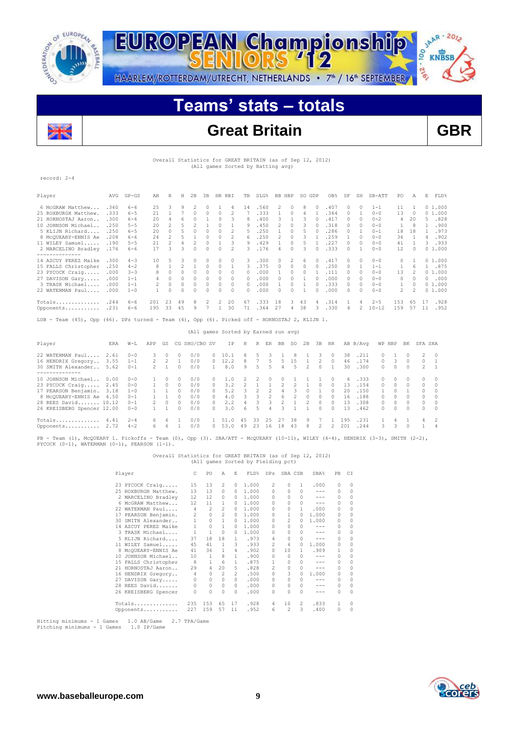# Teams' stats – totals

## Great Britain GBR

Overall Statistics for GREAT BRITAIN (as of Sep 12, 2012)
(All games Sorted by Batting avg)

record: 2-4

| Player | AVG | GP-GS | AB | R | H | 2B | 3B | HR | RBI | TB | SLG% | BB | HBP | SO | GDP | OB% | SF | SH | SB-ATT | PO | A | E | FLD% |
|---|---|---|---|---|---|---|---|---|---|---|---|---|---|---|---|---|---|---|---|---|---|---|---|
| 6 McGRAW Matthew... | .360 | 6-6 | 25 | 3 | 9 | 2 | 0 | 1 | 4 | 14 | .560 | 2 | 0 | 8 | 0 | .407 | 0 | 0 | 1-1 | 11 | 1 | 0 | 1.000 |
| 25 ROXBURGH Matthew. | .333 | 6-5 | 21 | 1 | 7 | 0 | 0 | 0 | 2 | 7 | .333 | 1 | 0 | 4 | 1 | .364 | 0 | 1 | 0-0 | 13 | 0 | 0 | 1.000 |
| 21 HORNOSTAJ Aaron.. | .300 | 6-6 | 20 | 4 | 6 | 0 | 1 | 0 | 3 | 8 | .400 | 3 | 1 | 3 | 0 | .417 | 0 | 0 | 0-2 | 4 | 20 | 5 | .828 |
| 10 JOHNSON Michael.. | .250 | 5-5 | 20 | 2 | 5 | 2 | 1 | 0 | 1 | 9 | .450 | 2 | 0 | 3 | 0 | .318 | 0 | 0 | 0-0 | 1 | 8 | 1 | .900 |
| 5 KLIJN Richard.... | .250 | 6-5 | 20 | 0 | 5 | 0 | 0 | 0 | 2 | 5 | .250 | 1 | 0 | 5 | 0 | .286 | 0 | 1 | 0-1 | 18 | 18 | 1 | .973 |
| 8 McQUEARY-ENNIS Ae | .208 | 6-6 | 24 | 2 | 5 | 1 | 0 | 0 | 2 | 6 | .250 | 2 | 0 | 3 | 1 | .259 | 1 | 0 | 0-0 | 36 | 1 | 4 | .902 |
| 11 WILEY Samuel..... | .190 | 5-5 | 21 | 2 | 4 | 2 | 0 | 1 | 3 | 9 | .429 | 1 | 0 | 5 | 1 | .227 | 0 | 0 | 0-0 | 41 | 1 | 3 | .933 |
| 2 MARCELINO Bradley | .176 | 6-6 | 17 | 3 | 3 | 0 | 0 | 0 | 2 | 3 | .176 | 4 | 0 | 3 | 0 | .333 | 0 | 1 | 0-0 | 12 | 0 | 0 | 1.000 |
| 14 AZCUY PEREZ Maike | .300 | 4-3 | 10 | 5 | 3 | 0 | 0 | 0 | 0 | 3 | .300 | 0 | 2 | 6 | 0 | .417 | 0 | 0 | 0-0 | 0 | 1 | 0 | 1.000 |
| 15 FALLS Christopher | .250 | 4-2 | 8 | 1 | 2 | 1 | 0 | 0 | 1 | 3 | .375 | 0 | 0 | 0 | 0 | .250 | 0 | 1 | 1-1 | 1 | 6 | 1 | .875 |
| 23 PYCOCK Craig..... | .000 | 3-3 | 8 | 0 | 0 | 0 | 0 | 0 | 0 | 0 | .000 | 1 | 0 | 0 | 1 | .111 | 0 | 0 | 0-0 | 13 | 2 | 0 | 1.000 |
| 27 DAVISON Gary..... | .000 | 1-1 | 4 | 0 | 0 | 0 | 0 | 0 | 0 | 0 | .000 | 0 | 0 | 1 | 0 | .000 | 0 | 0 | 0-0 | 0 | 0 | 0 | .000 |
| 3 TRASK Michael.... | .000 | 1-1 | 2 | 0 | 0 | 0 | 0 | 0 | 0 | 0 | .000 | 1 | 0 | 1 | 0 | .333 | 0 | 0 | 0-0 | 1 | 0 | 0 | 1.000 |
| 22 WATERMAN Paul.... | .000 | 1-0 | 1 | 0 | 0 | 0 | 0 | 0 | 0 | 0 | .000 | 0 | 0 | 1 | 0 | .000 | 0 | 0 | 0-0 | 2 | 2 | 0 | 1.000 |
| Totals.............. | .244 | 6-6 | 201 | 23 | 49 | 8 | 2 | 2 | 20 | 67 | .333 | 18 | 3 | 43 | 4 | .314 | 1 | 4 | 2-5 | 153 | 65 | 17 | .928 |
| Opponents........... | .231 | 6-6 | 195 | 33 | 45 | 9 | 7 | 1 | 30 | 71 | .364 | 27 | 4 | 38 | 3 | .330 | 4 | 2 | 10-12 | 159 | 57 | 11 | .952 |

LOB - Team (45), Opp (46). DPs turned - Team (4), Opp (6). Picked off - HORNOSTAJ 2, KLIJN 1.

(All games Sorted by Earned run avg)

| Player | ERA | W-L | APP | GS | CG | SHO/CBO | SV | IP | H | R | ER | BB | SO | 2B | 3B | HR | AB | B/Avg | WP | HBP | BK | SFA | SHA |
|---|---|---|---|---|---|---|---|---|---|---|---|---|---|---|---|---|---|---|---|---|---|---|---|
| 22 WATERMAN Paul.... | 2.61 | 0-0 | 3 | 0 | 0 | 0/0 | 0 | 10.1 | 8 | 5 | 3 | 1 | 8 | 1 | 3 | 0 | 38 | .211 | 0 | 1 | 0 | 2 | 0 |
| 16 HENDRIX Gregory.. | 3.55 | 1-1 | 2 | 2 | 1 | 0/0 | 0 | 12.2 | 8 | 7 | 5 | 5 | 15 | 1 | 2 | 0 | 46 | .174 | 0 | 3 | 0 | 0 | 1 |
| 30 SMITH Alexander.. | 5.62 | 0-1 | 2 | 1 | 0 | 0/0 | 1 | 8.0 | 9 | 5 | 5 | 4 | 5 | 2 | 0 | 1 | 30 | .300 | 0 | 0 | 0 | 2 | 1 |
| 10 JOHNSON Michael.. | 0.00 | 0-0 | 1 | 0 | 0 | 0/0 | 0 | 1.0 | 2 | 2 | 0 | 0 | 1 | 1 | 1 | 0 | 6 | .333 | 0 | 0 | 0 | 0 | 0 |
| 23 PYCOCK Craig..... | 2.45 | 0-0 | 1 | 0 | 0 | 0/0 | 0 | 3.2 | 2 | 1 | 1 | 2 | 2 | 1 | 0 | 0 | 13 | .154 | 0 | 0 | 0 | 0 | 0 |
| 17 PEARSON Benjamin. | 3.18 | 1-0 | 1 | 1 | 0 | 0/0 | 0 | 5.2 | 3 | 2 | 2 | 4 | 3 | 0 | 1 | 0 | 20 | .150 | 1 | 0 | 1 | 0 | 0 |
| 8 McQUEARY-ENNIS Ae | 4.50 | 0-1 | 1 | 0 | 0 | 0/0 | 0 | 4.0 | 3 | 3 | 2 | 6 | 2 | 0 | 0 | 0 | 16 | .188 | 0 | 0 | 0 | 0 | 0 |
| 28 REES David....... | 10.12 | 0-1 | 2 | 0 | 0 | 0/0 | 0 | 2.2 | 4 | 3 | 3 | 2 | 1 | 2 | 0 | 0 | 13 | .308 | 0 | 0 | 0 | 0 | 0 |
| 26 KREISBERG Spencer | 12.00 | 0-0 | 1 | 1 | 0 | 0/0 | 0 | 3.0 | 6 | 5 | 4 | 3 | 1 | 1 | 0 | 0 | 13 | .462 | 0 | 0 | 0 | 0 | 0 |
| Totals.............. | 4.41 | 2-4 | 6 | 6 | 1 | 0/0 | 1 | 51.0 | 45 | 33 | 25 | 27 | 38 | 9 | 7 | 1 | 195 | .231 | 1 | 4 | 1 | 4 | 2 |
| Opponents........... | 2.72 | 4-2 | 6 | 6 | 1 | 0/0 | 0 | 53.0 | 49 | 23 | 16 | 18 | 43 | 8 | 2 | 2 | 201 | .244 | 3 | 3 | 0 | 1 | 4 |

PB - Team (1), McQUEARY 1. Pickoffs - Team (0), Opp (3). SBA/ATT - McQUEARY (10-11), WILEY (4-4), HENDRIX (3-3), SMITH (2-2), PYCOCK (0-1), WATERMAN (0-1), PEARSON (1-1).

Overall Statistics for GREAT BRITAIN (as of Sep 12, 2012)
(All games Sorted by Fielding pct)

| Player | C | PO | A | E | FLD% | DPs | SBA | CSB | SBA% | PB | CI |
|---|---|---|---|---|---|---|---|---|---|---|---|
| 23 PYCOCK Craig..... | 15 | 13 | 2 | 0 | 1.000 | 2 | 0 | 1 | .000 | 0 | 0 |
| 25 ROXBURGH Matthew. | 13 | 13 | 0 | 0 | 1.000 | 0 | 0 | 0 | --- | 0 | 0 |
| 2 MARCELINO Bradley | 12 | 12 | 0 | 0 | 1.000 | 0 | 0 | 0 | --- | 0 | 0 |
| 6 McGRAW Matthew... | 12 | 11 | 1 | 0 | 1.000 | 0 | 0 | 0 | --- | 0 | 0 |
| 22 WATERMAN Paul.... | 4 | 2 | 2 | 0 | 1.000 | 0 | 0 | 1 | .000 | 0 | 0 |
| 17 PEARSON Benjamin. | 2 | 0 | 2 | 0 | 1.000 | 0 | 1 | 0 | 1.000 | 0 | 0 |
| 30 SMITH Alexander.. | 1 | 0 | 1 | 0 | 1.000 | 0 | 2 | 0 | 1.000 | 0 | 0 |
| 14 AZCUY PEREZ Maike | 1 | 0 | 1 | 0 | 1.000 | 0 | 0 | 0 | --- | 0 | 0 |
| 3 TRASK Michael.... | 1 | 1 | 0 | 0 | 1.000 | 0 | 0 | 0 | --- | 0 | 0 |
| 5 KLIJN Richard.... | 37 | 18 | 18 | 1 | .973 | 4 | 0 | 0 | --- | 0 | 0 |
| 11 WILEY Samuel..... | 45 | 41 | 1 | 3 | .933 | 2 | 4 | 0 | 1.000 | 0 | 0 |
| 8 McQUEARY-ENNIS Ae | 41 | 36 | 1 | 4 | .902 | 0 | 10 | 1 | .909 | 1 | 0 |
| 10 JOHNSON Michael.. | 10 | 1 | 8 | 1 | .900 | 0 | 0 | 0 | --- | 0 | 0 |
| 15 FALLS Christopher | 8 | 1 | 6 | 1 | .875 | 1 | 0 | 0 | --- | 0 | 0 |
| 21 HORNOSTAJ Aaron.. | 29 | 4 | 20 | 5 | .828 | 2 | 0 | 0 | --- | 0 | 0 |
| 16 HENDRIX Gregory.. | 4 | 0 | 2 | 2 | .500 | 0 | 3 | 0 | 1.000 | 0 | 0 |
| 27 DAVISON Gary..... | 0 | 0 | 0 | 0 | .000 | 0 | 0 | 0 | --- | 0 | 0 |
| 28 REES David....... | 0 | 0 | 0 | 0 | .000 | 0 | 0 | 0 | --- | 0 | 0 |
| 26 KREISBERG Spencer | 0 | 0 | 0 | 0 | .000 | 0 | 0 | 0 | --- | 0 | 0 |
| Totals.............. | 235 | 153 | 65 | 17 | .928 | 4 | 10 | 2 | .833 | 1 | 0 |
| Opponents........... | 227 | 159 | 57 | 11 | .952 | 6 | 2 | 3 | .400 | 0 | 0 |

Hitting minimums - 1 Games 1.0 AB/Game 2.7 TPA/Game
Pitching minimums - 1 Games 1.0 IP/Game

www.baseballeurope.com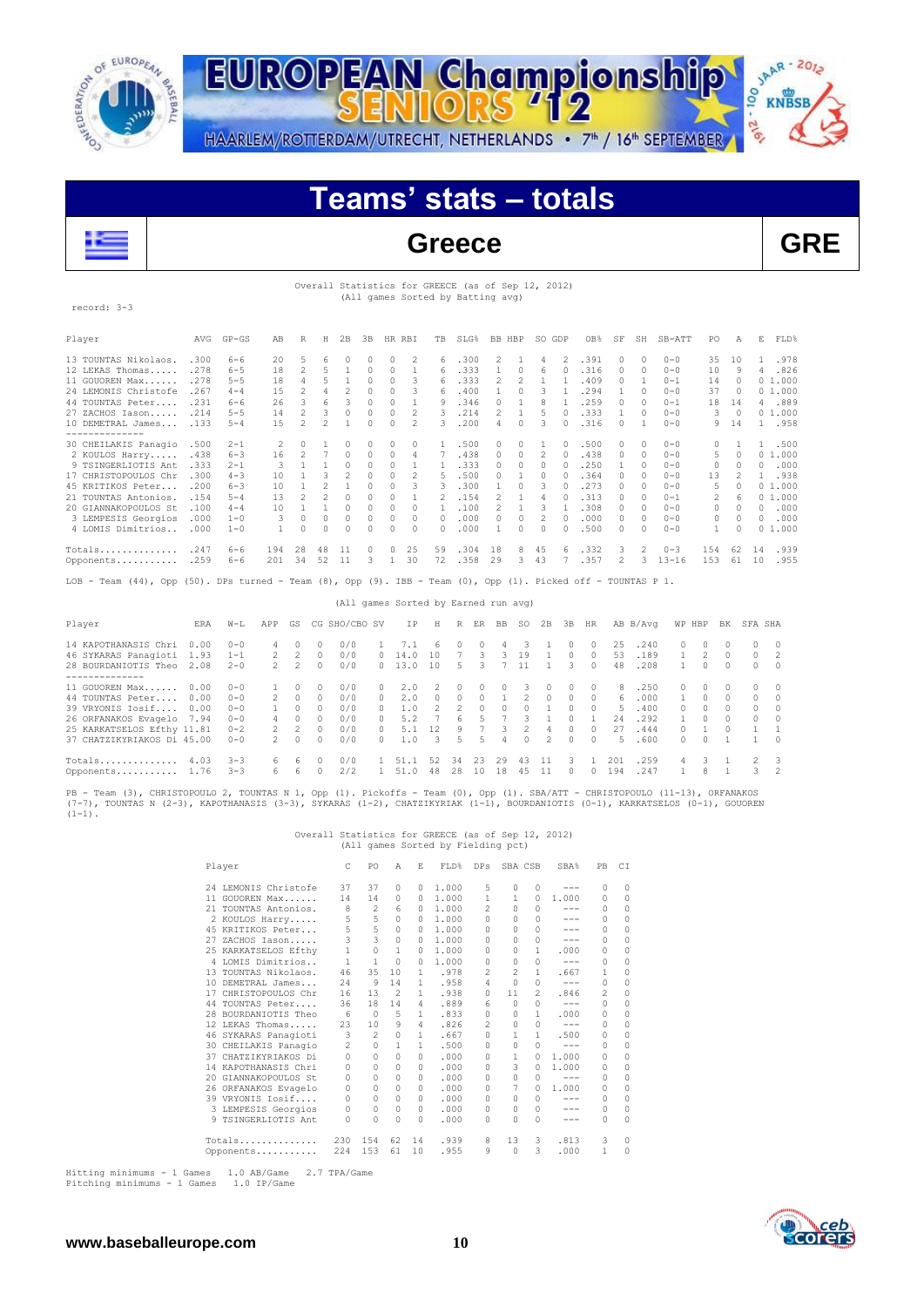# Teams' stats – totals

## Greece — GRE

Overall Statistics for GREECE (as of Sep 12, 2012)
(All games Sorted by Batting avg)

record: 3-3

| Player | AVG | GP-GS | AB | R | H | 2B | 3B | HR | RBI | TB | SLG% | BB | HBP | SO | GDP | OB% | SF | SH | SB-ATT | PO | A | E | FLD% |
|---|---|---|---|---|---|---|---|---|---|---|---|---|---|---|---|---|---|---|---|---|---|---|---|
| 13 TOUNTAS Nikolaos. | .300 | 6-6 | 20 | 5 | 6 | 0 | 0 | 0 | 2 | 6 | .300 | 2 | 1 | 4 | 2 | .391 | 0 | 0 | 0-0 | 35 | 10 | 1 | .978 |
| 12 LEKAS Thomas..... | .278 | 6-5 | 18 | 2 | 5 | 1 | 0 | 0 | 1 | 6 | .333 | 1 | 0 | 6 | 0 | .316 | 0 | 0 | 0-0 | 10 | 9 | 4 | .826 |
| 11 GOUOREN Max...... | .278 | 5-5 | 18 | 4 | 5 | 1 | 0 | 0 | 3 | 6 | .333 | 2 | 2 | 1 | 1 | .409 | 0 | 1 | 0-1 | 14 | 0 | 0 | 1.000 |
| 24 LEMONIS Christofe | .267 | 4-4 | 15 | 2 | 4 | 2 | 0 | 0 | 3 | 6 | .400 | 1 | 0 | 3 | 1 | .294 | 1 | 0 | 0-0 | 37 | 0 | 0 | 1.000 |
| 44 TOUNTAS Peter.... | .231 | 6-6 | 26 | 3 | 6 | 3 | 0 | 0 | 1 | 9 | .346 | 0 | 1 | 8 | 1 | .259 | 0 | 0 | 0-1 | 18 | 14 | 4 | .889 |
| 27 ZACHOS Iason..... | .214 | 5-5 | 14 | 2 | 3 | 0 | 0 | 0 | 2 | 3 | .214 | 2 | 1 | 5 | 0 | .333 | 1 | 0 | 0-0 | 3 | 0 | 0 | 1.000 |
| 10 DEMETRAL James... | .133 | 5-4 | 15 | 2 | 2 | 1 | 0 | 0 | 2 | 3 | .200 | 4 | 0 | 3 | 0 | .316 | 0 | 1 | 0-0 | 9 | 14 | 1 | .958 |
| 30 CHEILAKIS Panagio | .500 | 2-1 | 2 | 0 | 1 | 0 | 0 | 0 | 0 | 1 | .500 | 0 | 0 | 1 | 0 | .500 | 0 | 0 | 0-0 | 0 | 1 | 1 | .500 |
| 2 KOULOS Harry..... | .438 | 6-3 | 16 | 2 | 7 | 0 | 0 | 0 | 4 | 7 | .438 | 0 | 0 | 2 | 0 | .438 | 0 | 0 | 0-0 | 5 | 0 | 0 | 1.000 |
| 9 TSINGERLIOTIS Ant | .333 | 2-1 | 3 | 1 | 1 | 0 | 0 | 0 | 1 | 1 | .333 | 0 | 0 | 0 | 0 | .250 | 1 | 0 | 0-0 | 0 | 0 | 0 | .000 |
| 17 CHRISTOPOULOS Chr | .300 | 4-3 | 10 | 1 | 3 | 2 | 0 | 0 | 2 | 5 | .500 | 0 | 1 | 0 | 0 | .364 | 0 | 0 | 0-0 | 13 | 2 | 1 | .938 |
| 45 KRITIKOS Peter... | .200 | 6-3 | 10 | 1 | 2 | 1 | 0 | 0 | 3 | 3 | .300 | 1 | 0 | 3 | 0 | .273 | 0 | 0 | 0-0 | 5 | 0 | 0 | 1.000 |
| 21 TOUNTAS Antonios. | .154 | 5-4 | 13 | 2 | 2 | 0 | 0 | 0 | 1 | 2 | .154 | 2 | 1 | 4 | 0 | .313 | 0 | 0 | 0-1 | 2 | 6 | 0 | 1.000 |
| 20 GIANNAKOPOULOS St | .100 | 4-4 | 10 | 1 | 1 | 0 | 0 | 0 | 0 | 1 | .100 | 2 | 1 | 3 | 1 | .308 | 0 | 0 | 0-0 | 0 | 0 | 0 | .000 |
| 3 LEMPESIS Georgios | .000 | 1-0 | 3 | 0 | 0 | 0 | 0 | 0 | 0 | 0 | .000 | 0 | 0 | 2 | 0 | .000 | 0 | 0 | 0-0 | 0 | 0 | 0 | .000 |
| 4 LOMIS Dimitrios.. | .000 | 1-0 | 1 | 0 | 0 | 0 | 0 | 0 | 0 | 0 | .000 | 1 | 0 | 0 | 0 | .500 | 0 | 0 | 0-0 | 1 | 0 | 0 | 1.000 |
| Totals.............. | .247 | 6-6 | 194 | 28 | 48 | 11 | 0 | 0 | 25 | 59 | .304 | 18 | 8 | 45 | 6 | .332 | 3 | 2 | 0-3 | 154 | 62 | 14 | .939 |
| Opponents........... | .259 | 6-6 | 201 | 34 | 52 | 11 | 3 | 1 | 30 | 72 | .358 | 29 | 3 | 43 | 7 | .357 | 2 | 3 | 13-16 | 153 | 61 | 10 | .955 |

LOB - Team (44), Opp (50). DPs turned - Team (8), Opp (9). IBB - Team (0), Opp (1). Picked off - TOUNTAS P 1.

(All games Sorted by Earned run avg)

| Player | ERA | W-L | APP | GS | CG | SHO/CBO | SV | IP | H | R | ER | BB | SO | 2B | 3B | HR | AB | B/Avg | WP | HBP | BK | SFA | SHA |
|---|---|---|---|---|---|---|---|---|---|---|---|---|---|---|---|---|---|---|---|---|---|---|---|
| 14 KAPOTHANASIS Chri | 0.00 | 0-0 | 4 | 0 | 0 | 0/0 | 1 | 7.1 | 6 | 0 | 0 | 4 | 3 | 1 | 0 | 0 | 25 | .240 | 0 | 0 | 0 | 0 | 0 |
| 46 SYKARAS Panagioti | 1.93 | 1-1 | 2 | 2 | 0 | 0/0 | 0 | 14.0 | 10 | 7 | 3 | 3 | 19 | 1 | 0 | 0 | 53 | .189 | 1 | 2 | 0 | 0 | 2 |
| 28 BOURDANIOTIS Theo | 2.08 | 2-0 | 2 | 2 | 0 | 0/0 | 0 | 13.0 | 10 | 5 | 3 | 7 | 11 | 1 | 3 | 0 | 48 | .208 | 1 | 0 | 0 | 0 | 0 |
| 11 GOUOREN Max...... | 0.00 | 0-0 | 1 | 0 | 0 | 0/0 | 0 | 2.0 | 2 | 0 | 0 | 0 | 3 | 0 | 0 | 0 | 8 | .250 | 0 | 0 | 0 | 0 | 0 |
| 44 TOUNTAS Peter.... | 0.00 | 0-0 | 2 | 0 | 0 | 0/0 | 0 | 2.0 | 0 | 0 | 0 | 1 | 2 | 0 | 0 | 0 | 6 | .000 | 1 | 0 | 0 | 0 | 0 |
| 39 VRYONIS Iosif.... | 0.00 | 0-0 | 1 | 0 | 0 | 0/0 | 0 | 1.0 | 2 | 2 | 0 | 0 | 0 | 1 | 0 | 0 | 5 | .400 | 0 | 0 | 0 | 0 | 0 |
| 26 ORFANAKOS Evagelo | 7.94 | 0-0 | 4 | 0 | 0 | 0/0 | 0 | 5.2 | 7 | 6 | 5 | 7 | 3 | 1 | 0 | 1 | 24 | .292 | 1 | 0 | 0 | 0 | 0 |
| 25 KARKATSELOS Efthy | 11.81 | 0-2 | 2 | 2 | 0 | 0/0 | 0 | 5.1 | 12 | 9 | 7 | 3 | 2 | 4 | 0 | 0 | 27 | .444 | 0 | 1 | 0 | 1 | 1 |
| 37 CHATZIKYRIAKOS Di | 45.00 | 0-0 | 2 | 0 | 0 | 0/0 | 0 | 1.0 | 3 | 5 | 5 | 4 | 0 | 2 | 0 | 0 | 5 | .600 | 0 | 0 | 1 | 1 | 0 |
| Totals.............. | 4.03 | 3-3 | 6 | 6 | 0 | 0/0 | 1 | 51.1 | 52 | 34 | 23 | 29 | 43 | 11 | 3 | 1 | 201 | .259 | 4 | 3 | 1 | 2 | 3 |
| Opponents........... | 1.76 | 3-3 | 6 | 6 | 0 | 2/2 | 1 | 51.0 | 48 | 28 | 10 | 18 | 45 | 11 | 0 | 0 | 194 | .247 | 1 | 8 | 1 | 3 | 2 |

PB - Team (3), CHRISTOPOULO 2, TOUNTAS N 1, Opp (1). Pickoffs - Team (0), Opp (1). SBA/ATT - CHRISTOPOULO (11-13), ORFANAKOS (7-7), TOUNTAS N (2-3), KAPOTHANASIS (3-3), SYKARAS (1-2), CHATZIKYRIAK (1-1), BOURDANIOTIS (0-1), KARKATSELOS (0-1), GOUOREN (1-1).

Overall Statistics for GREECE (as of Sep 12, 2012)
(All games Sorted by Fielding pct)

| Player | C | PO | A | E | FLD% | DPs | SBA | CSB | SBA% | PB | CI |
|---|---|---|---|---|---|---|---|---|---|---|---|
| 24 LEMONIS Christofe | 37 | 37 | 0 | 0 | 1.000 | 5 | 0 | 0 | --- | 0 | 0 |
| 11 GOUOREN Max...... | 14 | 14 | 0 | 0 | 1.000 | 1 | 1 | 0 | 1.000 | 0 | 0 |
| 21 TOUNTAS Antonios. | 8 | 2 | 6 | 0 | 1.000 | 2 | 0 | 0 | --- | 0 | 0 |
| 2 KOULOS Harry..... | 5 | 5 | 0 | 0 | 1.000 | 0 | 0 | 0 | --- | 0 | 0 |
| 45 KRITIKOS Peter... | 5 | 5 | 0 | 0 | 1.000 | 0 | 0 | 0 | --- | 0 | 0 |
| 27 ZACHOS Iason..... | 3 | 3 | 0 | 0 | 1.000 | 0 | 0 | 0 | --- | 0 | 0 |
| 25 KARKATSELOS Efthy | 1 | 0 | 1 | 0 | 1.000 | 0 | 0 | 1 | .000 | 0 | 0 |
| 4 LOMIS Dimitrios.. | 1 | 1 | 0 | 0 | 1.000 | 0 | 0 | 0 | --- | 0 | 0 |
| 13 TOUNTAS Nikolaos. | 46 | 35 | 10 | 1 | .978 | 2 | 2 | 1 | .667 | 1 | 0 |
| 10 DEMETRAL James... | 24 | 9 | 14 | 1 | .958 | 4 | 0 | 0 | --- | 0 | 0 |
| 17 CHRISTOPOULOS Chr | 16 | 13 | 2 | 1 | .938 | 0 | 11 | 2 | .846 | 2 | 0 |
| 44 TOUNTAS Peter.... | 36 | 18 | 14 | 4 | .889 | 6 | 0 | 0 | --- | 0 | 0 |
| 28 BOURDANIOTIS Theo | 6 | 0 | 5 | 1 | .833 | 0 | 0 | 1 | .000 | 0 | 0 |
| 12 LEKAS Thomas..... | 23 | 10 | 9 | 4 | .826 | 2 | 0 | 0 | --- | 0 | 0 |
| 46 SYKARAS Panagioti | 3 | 2 | 0 | 1 | .667 | 0 | 1 | 1 | .500 | 0 | 0 |
| 30 CHEILAKIS Panagio | 2 | 0 | 1 | 1 | .500 | 0 | 0 | 0 | --- | 0 | 0 |
| 37 CHATZIKYRIAKOS Di | 0 | 0 | 0 | 0 | .000 | 0 | 1 | 0 | 1.000 | 0 | 0 |
| 14 KAPOTHANASIS Chri | 0 | 0 | 0 | 0 | .000 | 0 | 3 | 0 | 1.000 | 0 | 0 |
| 20 GIANNAKOPOULOS St | 0 | 0 | 0 | 0 | .000 | 0 | 0 | 0 | --- | 0 | 0 |
| 26 ORFANAKOS Evagelo | 0 | 0 | 0 | 0 | .000 | 0 | 7 | 0 | 1.000 | 0 | 0 |
| 39 VRYONIS Iosif.... | 0 | 0 | 0 | 0 | .000 | 0 | 0 | 0 | --- | 0 | 0 |
| 3 LEMPESIS Georgios | 0 | 0 | 0 | 0 | .000 | 0 | 0 | 0 | --- | 0 | 0 |
| 9 TSINGERLIOTIS Ant | 0 | 0 | 0 | 0 | .000 | 0 | 0 | 0 | --- | 0 | 0 |
| Totals.............. | 230 | 154 | 62 | 14 | .939 | 8 | 13 | 3 | .813 | 3 | 0 |
| Opponents........... | 224 | 153 | 61 | 10 | .955 | 9 | 0 | 3 | .000 | 1 | 0 |

Hitting minimums - 1 Games 1.0 AB/Game 2.7 TPA/Game
Pitching minimums - 1 Games 1.0 IP/Game

www.baseballeurope.com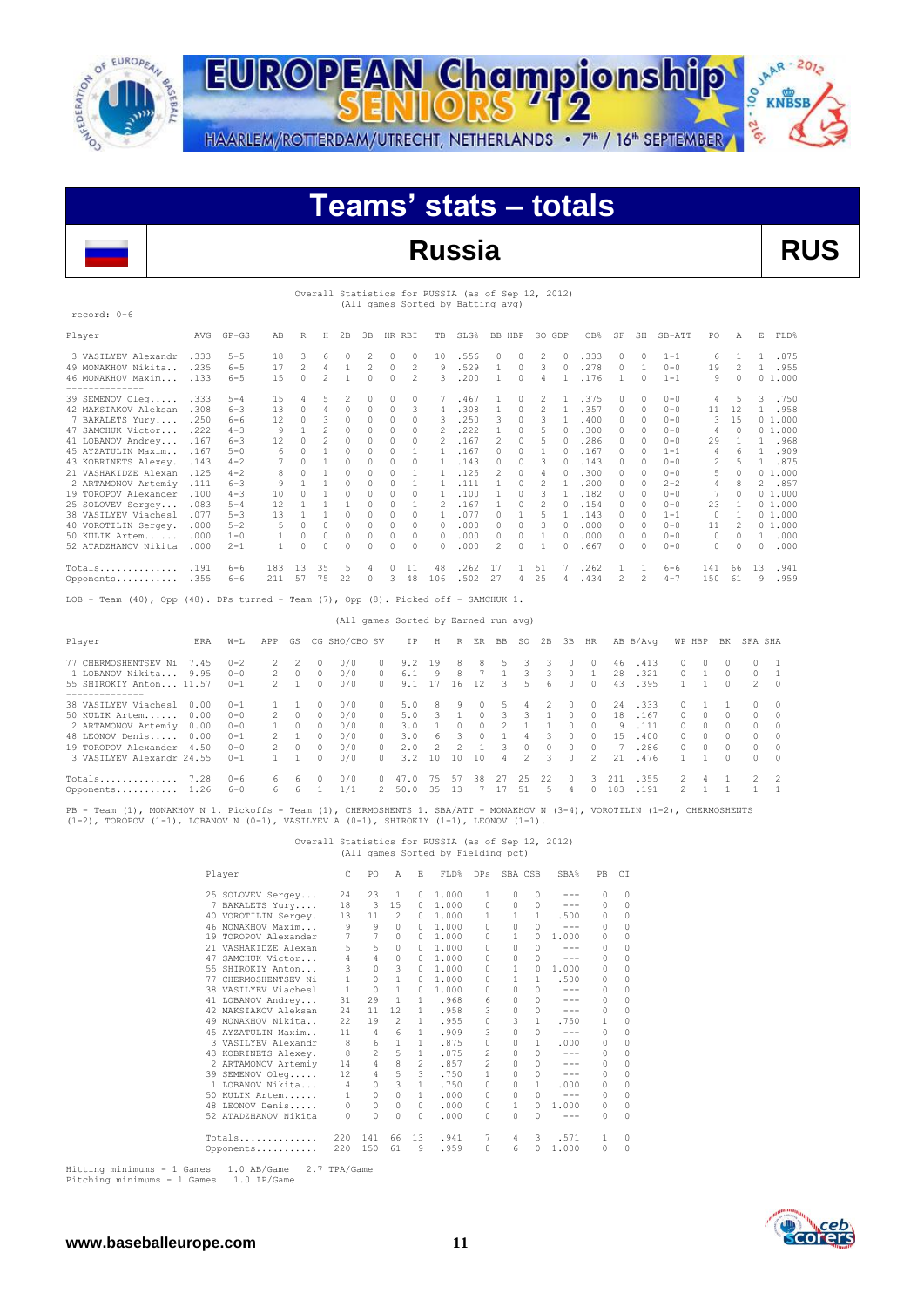EUROPEAN Championship SENIORS '12

HAARLEM/ROTTERDAM/UTRECHT, NETHERLANDS • 7th / 16th SEPTEMBER

# Teams' stats – totals

## Russia RUS

Overall Statistics for RUSSIA (as of Sep 12, 2012)
(All games Sorted by Batting avg)

record: 0-6

| Player | AVG | GP-GS | AB | R | H | 2B | 3B | HR | RBI | TB | SLG% | BB | HBP | SO | GDP | OB% | SF | SH | SB-ATT | PO | A | E | FLD% |
|---|---|---|---|---|---|---|---|---|---|---|---|---|---|---|---|---|---|---|---|---|---|---|---|
| 3 VASILYEV Alexandr | .333 | 5-5 | 18 | 3 | 6 | 0 | 2 | 0 | 0 | 10 | .556 | 0 | 0 | 2 | 0 | .333 | 0 | 0 | 1-1 | 6 | 1 | 1 | .875 |
| 49 MONAKHOV Nikita.. | .235 | 6-5 | 17 | 2 | 4 | 1 | 2 | 0 | 2 | 9 | .529 | 1 | 0 | 3 | 0 | .278 | 0 | 1 | 0-0 | 19 | 2 | 1 | .955 |
| 46 MONAKHOV Maxim.... | .133 | 6-5 | 15 | 0 | 2 | 1 | 0 | 0 | 2 | 3 | .200 | 1 | 0 | 4 | 1 | .176 | 1 | 0 | 1-1 | 9 | 0 | 0 | 1.000 |
| 39 SEMENOV Oleg..... | .333 | 5-4 | 15 | 4 | 5 | 2 | 0 | 0 | 0 | 7 | .467 | 1 | 0 | 2 | 1 | .375 | 0 | 0 | 0-0 | 4 | 5 | 3 | .750 |
| 42 MAKSIAKOV Aleksan | .308 | 6-3 | 13 | 0 | 4 | 0 | 0 | 0 | 3 | 4 | .308 | 1 | 0 | 2 | 1 | .357 | 0 | 0 | 0-0 | 11 | 12 | 1 | .958 |
| 7 BAKALETS Yury.... | .250 | 6-6 | 12 | 0 | 3 | 0 | 0 | 0 | 0 | 3 | .250 | 3 | 0 | 3 | 1 | .400 | 0 | 0 | 0-0 | 3 | 15 | 0 | 1.000 |
| 47 SAMCHUK Victor.... | .222 | 4-3 | 9 | 1 | 2 | 0 | 0 | 0 | 0 | 2 | .222 | 1 | 0 | 5 | 0 | .300 | 0 | 0 | 0-0 | 4 | 0 | 0 | 1.000 |
| 41 LOBANOV Andrey.... | .167 | 6-3 | 12 | 0 | 2 | 0 | 0 | 0 | 0 | 2 | .167 | 2 | 0 | 5 | 0 | .286 | 0 | 0 | 0-0 | 29 | 1 | 1 | .968 |
| 45 AYZATULIN Maxim.. | .167 | 5-0 | 6 | 0 | 1 | 0 | 0 | 0 | 1 | 1 | .167 | 0 | 0 | 1 | 0 | .167 | 0 | 0 | 1-1 | 4 | 6 | 1 | .909 |
| 43 KOBRINETS Alexey. | .143 | 4-2 | 7 | 0 | 1 | 0 | 0 | 0 | 0 | 1 | .143 | 0 | 0 | 3 | 0 | .143 | 0 | 0 | 0-0 | 2 | 5 | 1 | .875 |
| 21 VASHAKIDZE Alexan | .125 | 4-2 | 8 | 0 | 1 | 0 | 0 | 0 | 0 | 1 | .125 | 2 | 0 | 4 | 0 | .300 | 0 | 0 | 0-0 | 5 | 0 | 0 | 1.000 |
| 2 ARTAMONOV Artemiy | .111 | 6-3 | 9 | 1 | 1 | 0 | 0 | 0 | 1 | 1 | .111 | 1 | 0 | 2 | 1 | .200 | 0 | 0 | 2-2 | 4 | 8 | 2 | .857 |
| 19 TOROPOV Alexander | .100 | 4-3 | 10 | 0 | 1 | 0 | 0 | 0 | 0 | 1 | .100 | 1 | 0 | 3 | 1 | .182 | 0 | 0 | 0-0 | 7 | 0 | 0 | 1.000 |
| 25 SOLOVEV Sergey... | .083 | 5-4 | 12 | 1 | 1 | 1 | 0 | 0 | 1 | 2 | .167 | 1 | 0 | 2 | 0 | .154 | 0 | 0 | 0-0 | 23 | 1 | 0 | 1.000 |
| 38 VASILYEV Viachesl | .077 | 5-3 | 13 | 1 | 1 | 0 | 0 | 0 | 0 | 1 | .077 | 0 | 1 | 5 | 1 | .143 | 0 | 0 | 1-1 | 0 | 1 | 0 | 1.000 |
| 40 VOROTILIN Sergey. | .000 | 5-2 | 5 | 0 | 0 | 0 | 0 | 0 | 0 | 0 | .000 | 0 | 0 | 3 | 0 | .000 | 0 | 0 | 0-0 | 11 | 2 | 0 | 1.000 |
| 50 KULIK Artem...... | .000 | 1-0 | 1 | 0 | 0 | 0 | 0 | 0 | 0 | 0 | .000 | 0 | 0 | 1 | 0 | .000 | 0 | 0 | 0-0 | 0 | 0 | 1 | .000 |
| 52 ATADZHANOV Nikita | .000 | 2-1 | 1 | 0 | 0 | 0 | 0 | 0 | 0 | 0 | .000 | 2 | 0 | 1 | 0 | .667 | 0 | 0 | 0-0 | 0 | 0 | 0 | .000 |
| Totals.............. | .191 | 6-6 | 183 | 13 | 35 | 5 | 4 | 0 | 11 | 48 | .262 | 17 | 1 | 51 | 7 | .262 | 1 | 1 | 6-6 | 141 | 66 | 13 | .941 |
| Opponents........... | .355 | 6-6 | 211 | 57 | 75 | 22 | 0 | 3 | 48 | 106 | .502 | 27 | 4 | 25 | 4 | .434 | 2 | 2 | 4-7 | 150 | 61 | 9 | .959 |

LOB - Team (40), Opp (48). DPs turned - Team (7), Opp (8). Picked off - SAMCHUK 1.

(All games Sorted by Earned run avg)

| Player | ERA | W-L | APP | GS | CG | SHO/CBO | SV | IP | H | R | ER | BB | SO | 2B | 3B | HR | AB | B/Avg | WP | HBP | BK | SFA | SHA |
|---|---|---|---|---|---|---|---|---|---|---|---|---|---|---|---|---|---|---|---|---|---|---|---|
| 77 CHERMOSHENTSEV Ni | 7.45 | 0-2 | 2 | 2 | 0 | 0/0 | 0 | 9.2 | 19 | 8 | 8 | 5 | 3 | 3 | 0 | 0 | 46 | .413 | 0 | 0 | 0 | 0 | 1 |
| 1 LOBANOV Nikita... | 9.95 | 0-0 | 2 | 0 | 0 | 0/0 | 0 | 6.1 | 9 | 8 | 7 | 1 | 3 | 3 | 0 | 1 | 28 | .321 | 0 | 1 | 0 | 0 | 1 |
| 55 SHIROKIY Anton... | 11.57 | 0-1 | 2 | 1 | 0 | 0/0 | 0 | 9.1 | 17 | 16 | 12 | 3 | 5 | 6 | 0 | 0 | 43 | .395 | 1 | 1 | 0 | 2 | 0 |
| 38 VASILYEV Viachesl | 0.00 | 0-1 | 1 | 1 | 0 | 0/0 | 0 | 5.0 | 8 | 9 | 0 | 5 | 4 | 2 | 0 | 0 | 24 | .333 | 0 | 1 | 1 | 0 | 0 |
| 50 KULIK Artem...... | 0.00 | 0-0 | 2 | 0 | 0 | 0/0 | 0 | 5.0 | 3 | 1 | 0 | 3 | 3 | 1 | 0 | 0 | 18 | .167 | 0 | 0 | 0 | 0 | 0 |
| 2 ARTAMONOV Artemiy | 0.00 | 0-0 | 1 | 0 | 0 | 0/0 | 0 | 3.0 | 1 | 0 | 0 | 2 | 1 | 1 | 0 | 0 | 9 | .111 | 0 | 0 | 0 | 0 | 0 |
| 48 LEONOV Denis..... | 0.00 | 0-1 | 2 | 1 | 0 | 0/0 | 0 | 3.0 | 6 | 3 | 0 | 1 | 4 | 3 | 0 | 0 | 15 | .400 | 0 | 0 | 0 | 0 | 0 |
| 19 TOROPOV Alexander | 4.50 | 0-0 | 2 | 0 | 0 | 0/0 | 0 | 2.0 | 2 | 2 | 1 | 3 | 0 | 0 | 0 | 0 | 7 | .286 | 0 | 0 | 0 | 0 | 0 |
| 3 VASILYEV Alexandr | 24.55 | 0-1 | 1 | 1 | 0 | 0/0 | 0 | 3.2 | 10 | 10 | 10 | 4 | 2 | 3 | 0 | 2 | 21 | .476 | 1 | 1 | 0 | 0 | 0 |
| Totals.............. | 7.28 | 0-6 | 6 | 6 | 0 | 0/0 | 0 | 47.0 | 75 | 57 | 38 | 27 | 25 | 22 | 0 | 3 | 211 | .355 | 2 | 4 | 1 | 2 | 2 |
| Opponents........... | 1.26 | 6-0 | 6 | 6 | 1 | 1/1 | 2 | 50.0 | 35 | 13 | 7 | 17 | 51 | 5 | 4 | 0 | 183 | .191 | 2 | 1 | 1 | 1 | 1 |

PB - Team (1), MONAKHOV N 1. Pickoffs - Team (1), CHERMOSHENTS 1. SBA/ATT - MONAKHOV N (3-4), VOROTILIN (1-2), CHERMOSHENTS (1-2), TOROPOV (1-1), LOBANOV N (0-1), VASILYEV A (0-1), SHIROKIY (1-1), LEONOV (1-1).

Overall Statistics for RUSSIA (as of Sep 12, 2012)
(All games Sorted by Fielding pct)

| Player | C | PO | A | E | FLD% | DPs | SBA | CSB | SBA% | PB | CI |
|---|---|---|---|---|---|---|---|---|---|---|---|
| 25 SOLOVEV Sergey... | 24 | 23 | 1 | 0 | 1.000 | 1 | 0 | 0 | --- | 0 | 0 |
| 7 BAKALETS Yury.... | 18 | 3 | 15 | 0 | 1.000 | 0 | 0 | 0 | --- | 0 | 0 |
| 40 VOROTILIN Sergey. | 13 | 11 | 2 | 0 | 1.000 | 1 | 1 | 1 | .500 | 0 | 0 |
| 46 MONAKHOV Maxim... | 9 | 9 | 0 | 0 | 1.000 | 0 | 0 | 0 | --- | 0 | 0 |
| 19 TOROPOV Alexander | 7 | 7 | 0 | 0 | 1.000 | 0 | 1 | 0 | 1.000 | 0 | 0 |
| 21 VASHAKIDZE Alexan | 5 | 5 | 0 | 0 | 1.000 | 0 | 0 | 0 | --- | 0 | 0 |
| 47 SAMCHUK Victor... | 4 | 4 | 0 | 0 | 1.000 | 0 | 0 | 0 | --- | 0 | 0 |
| 55 SHIROKIY Anton... | 3 | 0 | 3 | 0 | 1.000 | 0 | 1 | 0 | 1.000 | 0 | 0 |
| 77 CHERMOSHENTSEV Ni | 1 | 0 | 1 | 0 | 1.000 | 0 | 1 | 1 | .500 | 0 | 0 |
| 38 VASILYEV Viachesl | 1 | 0 | 1 | 0 | 1.000 | 0 | 0 | 0 | --- | 0 | 0 |
| 41 LOBANOV Andrey... | 31 | 29 | 1 | 1 | .968 | 6 | 0 | 0 | --- | 0 | 0 |
| 42 MAKSIAKOV Aleksan | 24 | 11 | 12 | 1 | .958 | 3 | 0 | 0 | --- | 0 | 0 |
| 49 MONAKHOV Nikita... | 22 | 19 | 2 | 1 | .955 | 0 | 3 | 1 | .750 | 1 | 0 |
| 45 AYZATULIN Maxim.. | 11 | 4 | 6 | 1 | .909 | 3 | 0 | 0 | --- | 0 | 0 |
| 3 VASILYEV Alexandr | 8 | 6 | 1 | 1 | .875 | 0 | 0 | 1 | .000 | 0 | 0 |
| 43 KOBRINETS Alexey. | 8 | 2 | 5 | 1 | .875 | 2 | 0 | 0 | --- | 0 | 0 |
| 2 ARTAMONOV Artemiy | 14 | 4 | 8 | 2 | .857 | 2 | 0 | 0 | --- | 0 | 0 |
| 39 SEMENOV Oleg..... | 12 | 4 | 5 | 3 | .750 | 1 | 0 | 0 | --- | 0 | 0 |
| 1 LOBANOV Nikita.... | 4 | 0 | 3 | 1 | .750 | 0 | 0 | 1 | .000 | 0 | 0 |
| 50 KULIK Artem...... | 1 | 0 | 0 | 1 | .000 | 0 | 0 | 0 | --- | 0 | 0 |
| 48 LEONOV Denis..... | 0 | 0 | 0 | 0 | .000 | 0 | 1 | 0 | 1.000 | 0 | 0 |
| 52 ATADZHANOV Nikita | 0 | 0 | 0 | 0 | .000 | 0 | 0 | 0 | --- | 0 | 0 |
| Totals.............. | 220 | 141 | 66 | 13 | .941 | 7 | 4 | 3 | .571 | 1 | 0 |
| Opponents........... | 220 | 150 | 61 | 9 | .959 | 8 | 6 | 0 | 1.000 | 0 | 0 |

Hitting minimums - 1 Games 1.0 AB/Game 2.7 TPA/Game
Pitching minimums - 1 Games 1.0 IP/Game

www.baseballeurope.com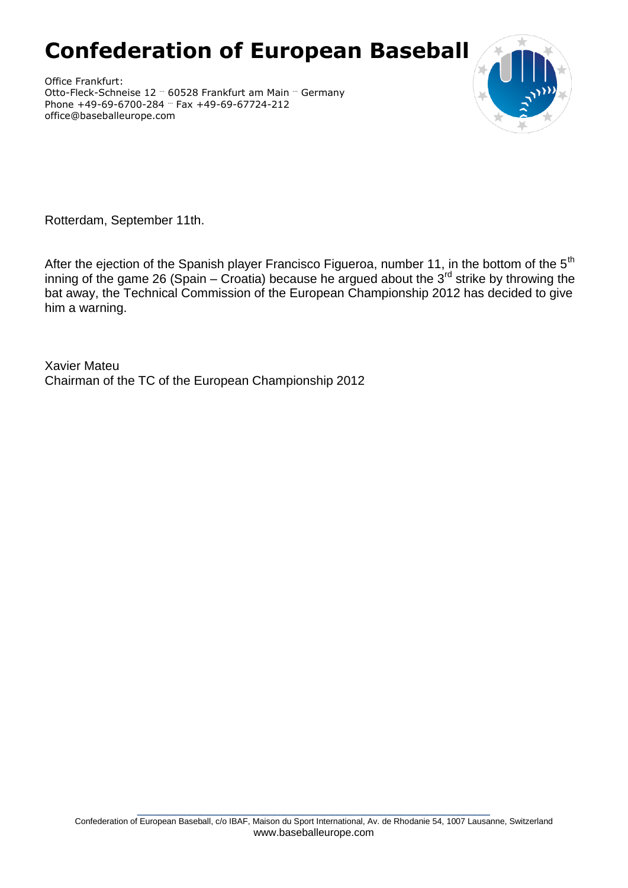# Confederation of European Baseball

Office Frankfurt:
Otto-Fleck-Schneise 12 ·· 60528 Frankfurt am Main ·· Germany
Phone +49-69-6700-284 ·· Fax +49-69-67724-212
office@baseballeurope.com

Rotterdam, September 11th.

After the ejection of the Spanish player Francisco Figueroa, number 11, in the bottom of the 5th inning of the game 26 (Spain – Croatia) because he argued about the 3rd strike by throwing the bat away, the Technical Commission of the European Championship 2012 has decided to give him a warning.

Xavier Mateu
Chairman of the TC of the European Championship 2012

Confederation of European Baseball, c/o IBAF, Maison du Sport International, Av. de Rhodanie 54, 1007 Lausanne, Switzerland
www.baseballeurope.com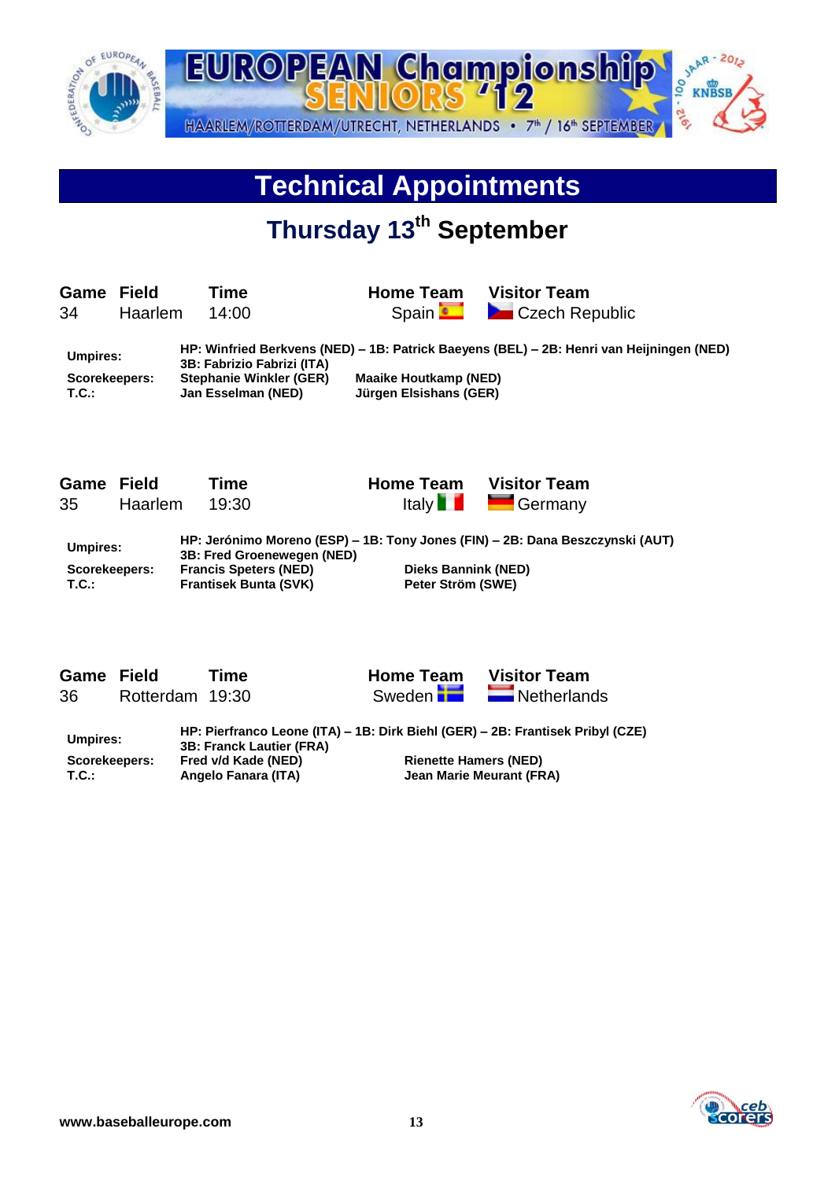# Technical Appointments

## Thursday 13th September

| Game | Field | Time | Home Team | Visitor Team |
|---|---|---|---|---|
| 34 | Haarlem | 14:00 | Spain | Czech Republic |

**Umpires:** HP: Winfried Berkvens (NED) – 1B: Patrick Baeyens (BEL) – 2B: Henri van Heijningen (NED) 3B: Fabrizio Fabrizi (ITA)

**Scorekeepers:** Stephanie Winkler (GER) Maaike Houtkamp (NED)

**T.C.:** Jan Esselman (NED) Jürgen Elsishans (GER)

| Game | Field | Time | Home Team | Visitor Team |
|---|---|---|---|---|
| 35 | Haarlem | 19:30 | Italy | Germany |

**Umpires:** HP: Jerónimo Moreno (ESP) – 1B: Tony Jones (FIN) – 2B: Dana Beszczynski (AUT) 3B: Fred Groenewegen (NED)

**Scorekeepers:** Francis Speters (NED) Dieks Bannink (NED)

**T.C.:** Frantisek Bunta (SVK) Peter Ström (SWE)

| Game | Field | Time | Home Team | Visitor Team |
|---|---|---|---|---|
| 36 | Rotterdam | 19:30 | Sweden | Netherlands |

**Umpires:** HP: Pierfranco Leone (ITA) – 1B: Dirk Biehl (GER) – 2B: Frantisek Pribyl (CZE) 3B: Franck Lautier (FRA)

**Scorekeepers:** Fred v/d Kade (NED) Rienette Hamers (NED)

**T.C.:** Angelo Fanara (ITA) Jean Marie Meurant (FRA)

www.baseballeurope.com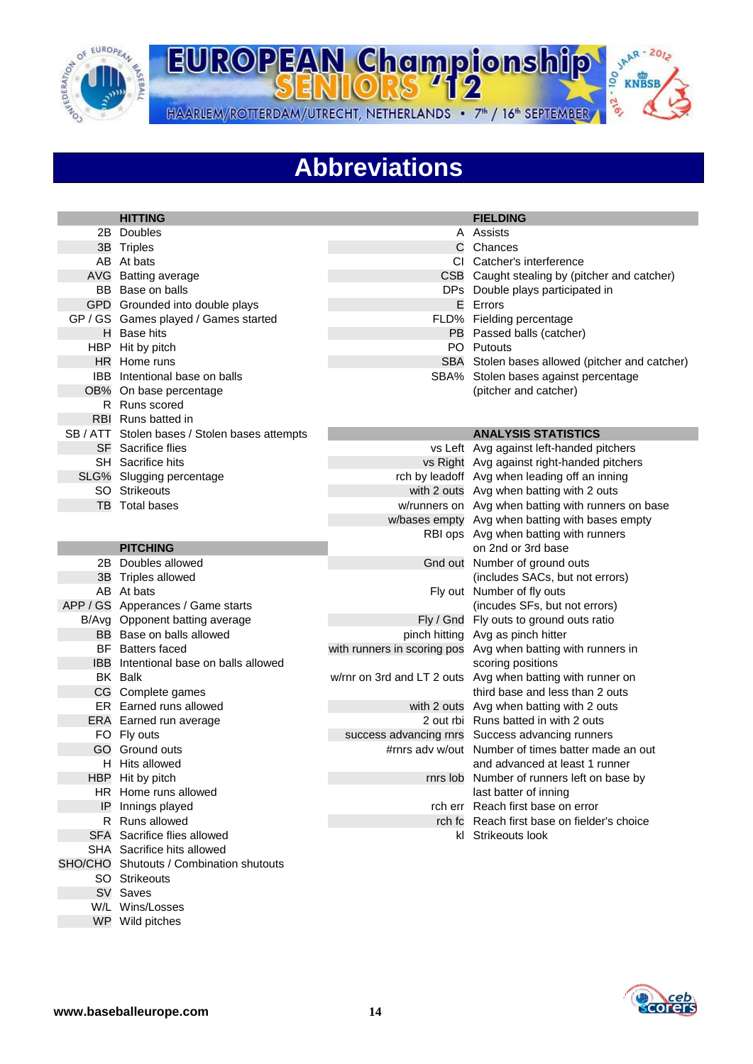# Abbreviations

## HITTING

| | |
|---|---|
| 2B | Doubles |
| 3B | Triples |
| AB | At bats |
| AVG | Batting average |
| BB | Base on balls |
| GPD | Grounded into double plays |
| GP / GS | Games played / Games started |
| H | Base hits |
| HBP | Hit by pitch |
| HR | Home runs |
| IBB | Intentional base on balls |
| OB% | On base percentage |
| R | Runs scored |
| RBI | Runs batted in |
| SB / ATT | Stolen bases / Stolen bases attempts |
| SF | Sacrifice flies |
| SH | Sacrifice hits |
| SLG% | Slugging percentage |
| SO | Strikeouts |
| TB | Total bases |

## PITCHING

| | |
|---|---|
| 2B | Doubles allowed |
| 3B | Triples allowed |
| AB | At bats |
| APP / GS | Apperances / Game starts |
| B/Avg | Opponent batting average |
| BB | Base on balls allowed |
| BF | Batters faced |
| IBB | Intentional base on balls allowed |
| BK | Balk |
| CG | Complete games |
| ER | Earned runs allowed |
| ERA | Earned run average |
| FO | Fly outs |
| GO | Ground outs |
| H | Hits allowed |
| HBP | Hit by pitch |
| HR | Home runs allowed |
| IP | Innings played |
| R | Runs allowed |
| SFA | Sacrifice flies allowed |
| SHA | Sacrifice hits allowed |
| SHO/CHO | Shutouts / Combination shutouts |
| SO | Strikeouts |
| SV | Saves |
| W/L | Wins/Losses |
| WP | Wild pitches |

## FIELDING

| | |
|---|---|
| A | Assists |
| C | Chances |
| CI | Catcher's interference |
| CSB | Caught stealing by (pitcher and catcher) |
| DPs | Double plays participated in |
| E | Errors |
| FLD% | Fielding percentage |
| PB | Passed balls (catcher) |
| PO | Putouts |
| SBA | Stolen bases allowed (pitcher and catcher) |
| SBA% | Stolen bases against percentage (pitcher and catcher) |

## ANALYSIS STATISTICS

| | |
|---|---|
| vs Left | Avg against left-handed pitchers |
| vs Right | Avg against right-handed pitchers |
| rch by leadoff | Avg when leading off an inning |
| with 2 outs | Avg when batting with 2 outs |
| w/runners on | Avg when batting with runners on base |
| w/bases empty | Avg when batting with bases empty |
| RBI ops | Avg when batting with runners on 2nd or 3rd base |
| Gnd out | Number of ground outs (includes SACs, but not errors) |
| Fly out | Number of fly outs (incudes SFs, but not errors) |
| Fly / Gnd | Fly outs to ground outs ratio |
| pinch hitting | Avg as pinch hitter |
| with runners in scoring pos | Avg when batting with runners in scoring positions |
| w/rnr on 3rd and LT 2 outs | Avg when batting with runner on third base and less than 2 outs |
| with 2 outs | Avg when batting with 2 outs |
| 2 out rbi | Runs batted in with 2 outs |
| success advancing rnrs | Success advancing runners |
| #rnrs adv w/out | Number of times batter made an out and advanced at least 1 runner |
| rnrs lob | Number of runners left on base by last batter of inning |
| rch err | Reach first base on error |
| rch fc | Reach first base on fielder's choice |
| kl | Strikeouts look |

www.baseballeurope.com